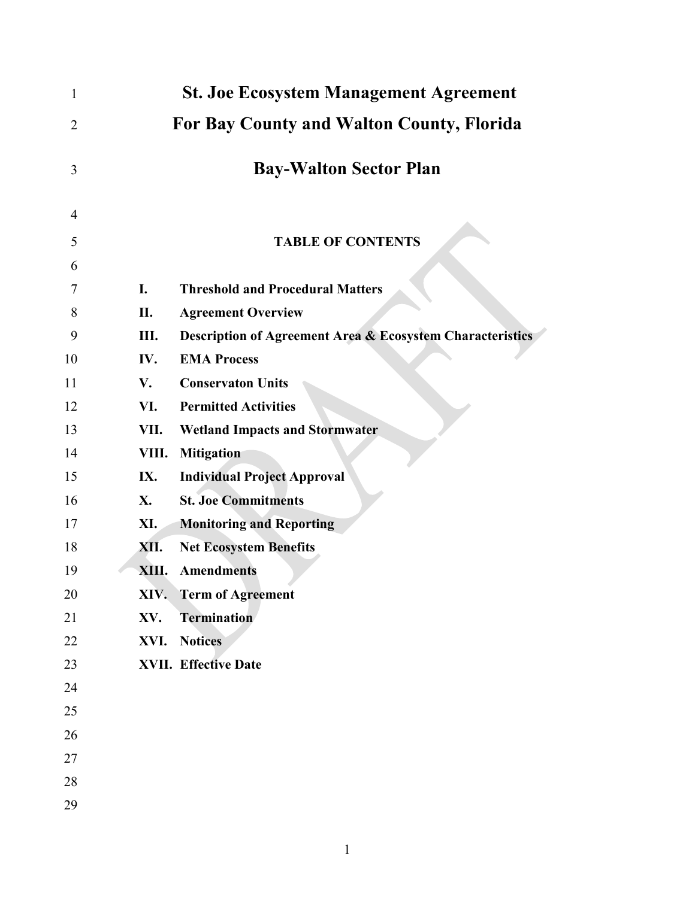# St. Joe Ecosystem Management Agreement
# For Bay County and Walton County, Florida

## Bay-Walton Sector Plan

### TABLE OF CONTENTS

- **I. Threshold and Procedural Matters**
- **II. Agreement Overview**
- **III. Description of Agreement Area & Ecosystem Characteristics**
- **IV. EMA Process**
- **V. Conservaton Units**
- **VI. Permitted Activities**
- **VII. Wetland Impacts and Stormwater**
- **VIII. Mitigation**
- **IX. Individual Project Approval**
- **X. St. Joe Commitments**
- **XI. Monitoring and Reporting**
- **XII. Net Ecosystem Benefits**
- **XIII. Amendments**
- **XIV. Term of Agreement**
- **XV. Termination**
- **XVI. Notices**
- **XVII. Effective Date**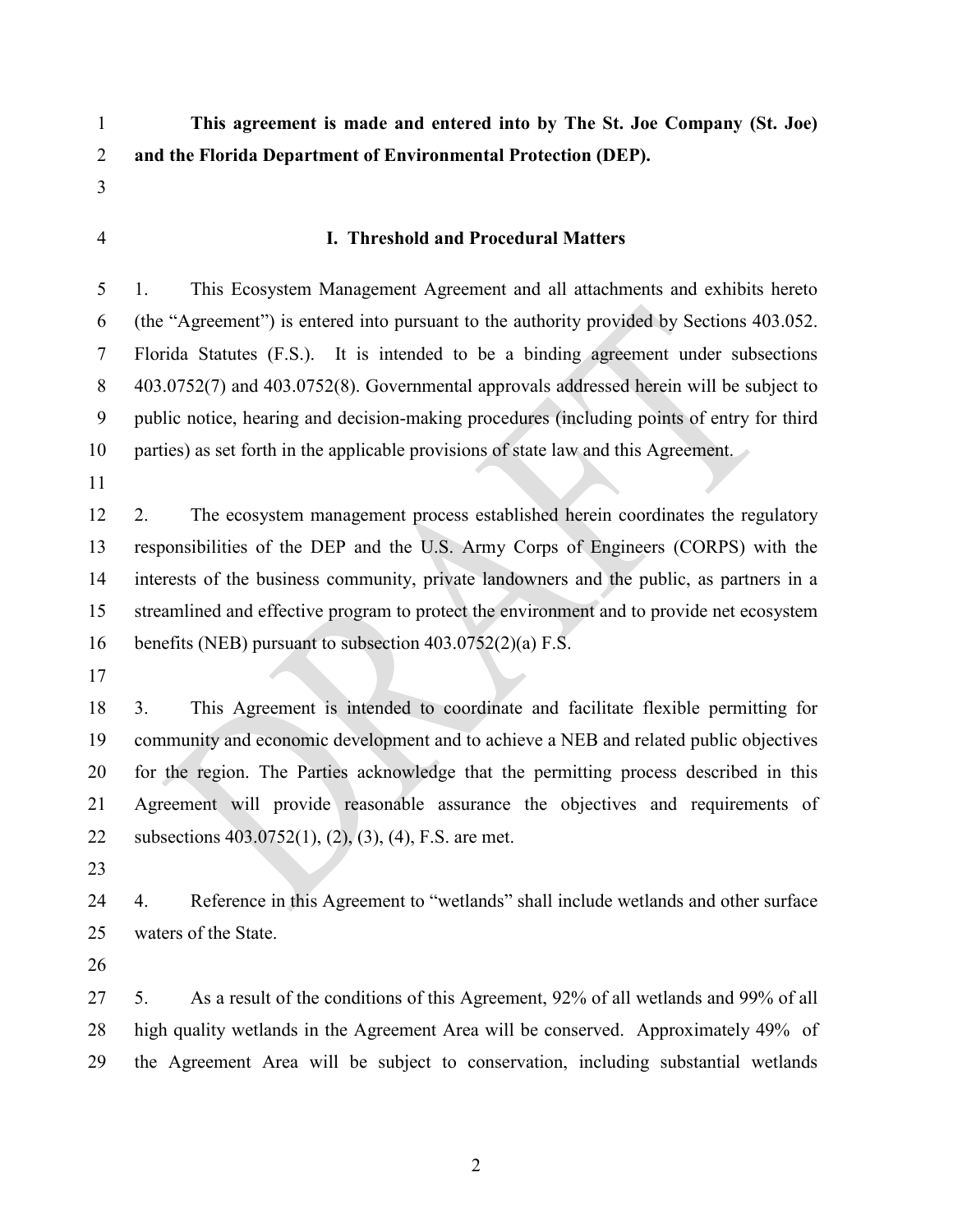**This agreement is made and entered into by The St. Joe Company (St. Joe) and the Florida Department of Environmental Protection (DEP).**

## I. Threshold and Procedural Matters

1. This Ecosystem Management Agreement and all attachments and exhibits hereto (the "Agreement") is entered into pursuant to the authority provided by Sections 403.052. Florida Statutes (F.S.). It is intended to be a binding agreement under subsections 403.0752(7) and 403.0752(8). Governmental approvals addressed herein will be subject to public notice, hearing and decision-making procedures (including points of entry for third parties) as set forth in the applicable provisions of state law and this Agreement.

2. The ecosystem management process established herein coordinates the regulatory responsibilities of the DEP and the U.S. Army Corps of Engineers (CORPS) with the interests of the business community, private landowners and the public, as partners in a streamlined and effective program to protect the environment and to provide net ecosystem benefits (NEB) pursuant to subsection 403.0752(2)(a) F.S.

3. This Agreement is intended to coordinate and facilitate flexible permitting for community and economic development and to achieve a NEB and related public objectives for the region. The Parties acknowledge that the permitting process described in this Agreement will provide reasonable assurance the objectives and requirements of subsections 403.0752(1), (2), (3), (4), F.S. are met.

4. Reference in this Agreement to "wetlands" shall include wetlands and other surface waters of the State.

5. As a result of the conditions of this Agreement, 92% of all wetlands and 99% of all high quality wetlands in the Agreement Area will be conserved. Approximately 49% of the Agreement Area will be subject to conservation, including substantial wetlands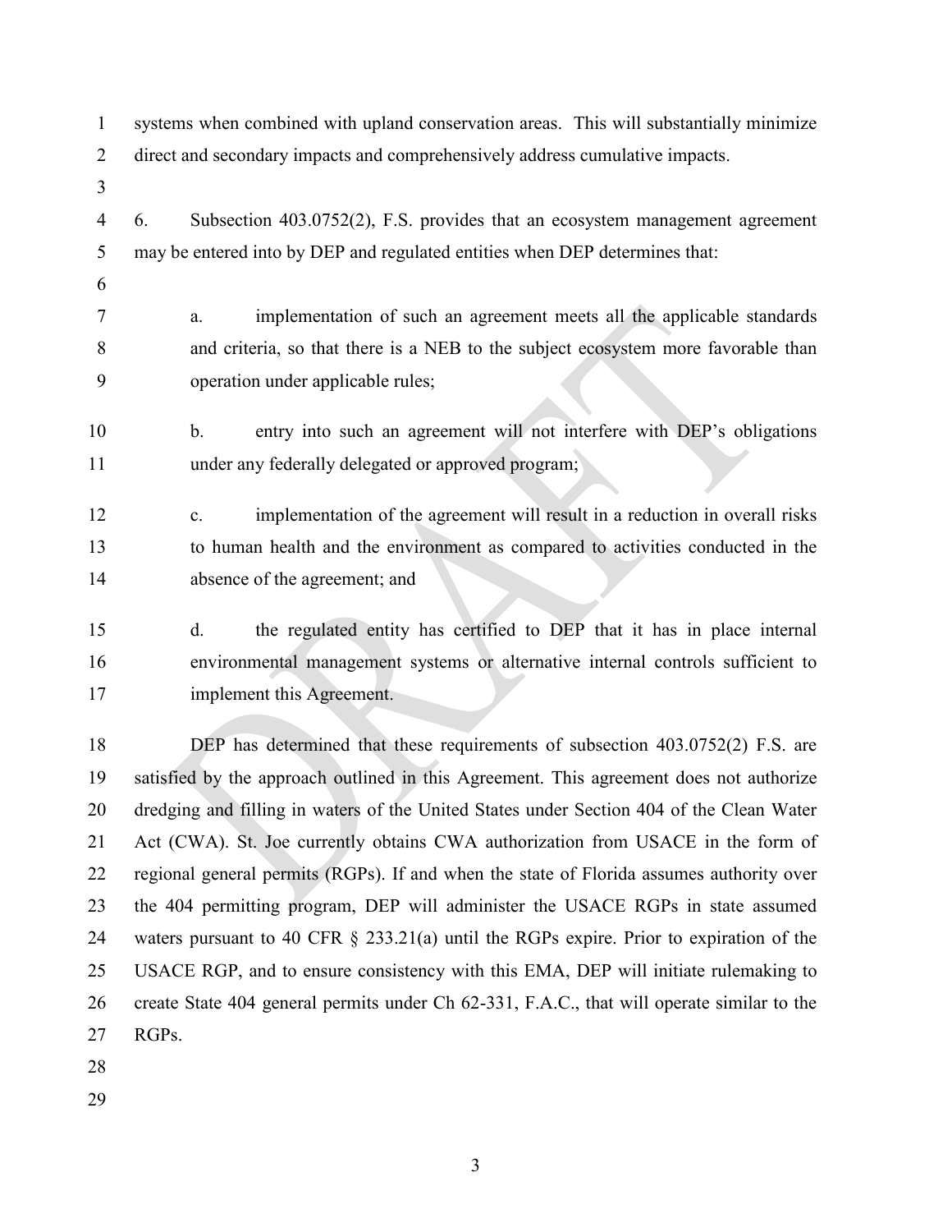systems when combined with upland conservation areas. This will substantially minimize direct and secondary impacts and comprehensively address cumulative impacts.

6. Subsection 403.0752(2), F.S. provides that an ecosystem management agreement may be entered into by DEP and regulated entities when DEP determines that:

  a. implementation of such an agreement meets all the applicable standards and criteria, so that there is a NEB to the subject ecosystem more favorable than operation under applicable rules;

  b. entry into such an agreement will not interfere with DEP's obligations under any federally delegated or approved program;

  c. implementation of the agreement will result in a reduction in overall risks to human health and the environment as compared to activities conducted in the absence of the agreement; and

  d. the regulated entity has certified to DEP that it has in place internal environmental management systems or alternative internal controls sufficient to implement this Agreement.

DEP has determined that these requirements of subsection 403.0752(2) F.S. are satisfied by the approach outlined in this Agreement. This agreement does not authorize dredging and filling in waters of the United States under Section 404 of the Clean Water Act (CWA). St. Joe currently obtains CWA authorization from USACE in the form of regional general permits (RGPs). If and when the state of Florida assumes authority over the 404 permitting program, DEP will administer the USACE RGPs in state assumed waters pursuant to 40 CFR § 233.21(a) until the RGPs expire. Prior to expiration of the USACE RGP, and to ensure consistency with this EMA, DEP will initiate rulemaking to create State 404 general permits under Ch 62-331, F.A.C., that will operate similar to the RGPs.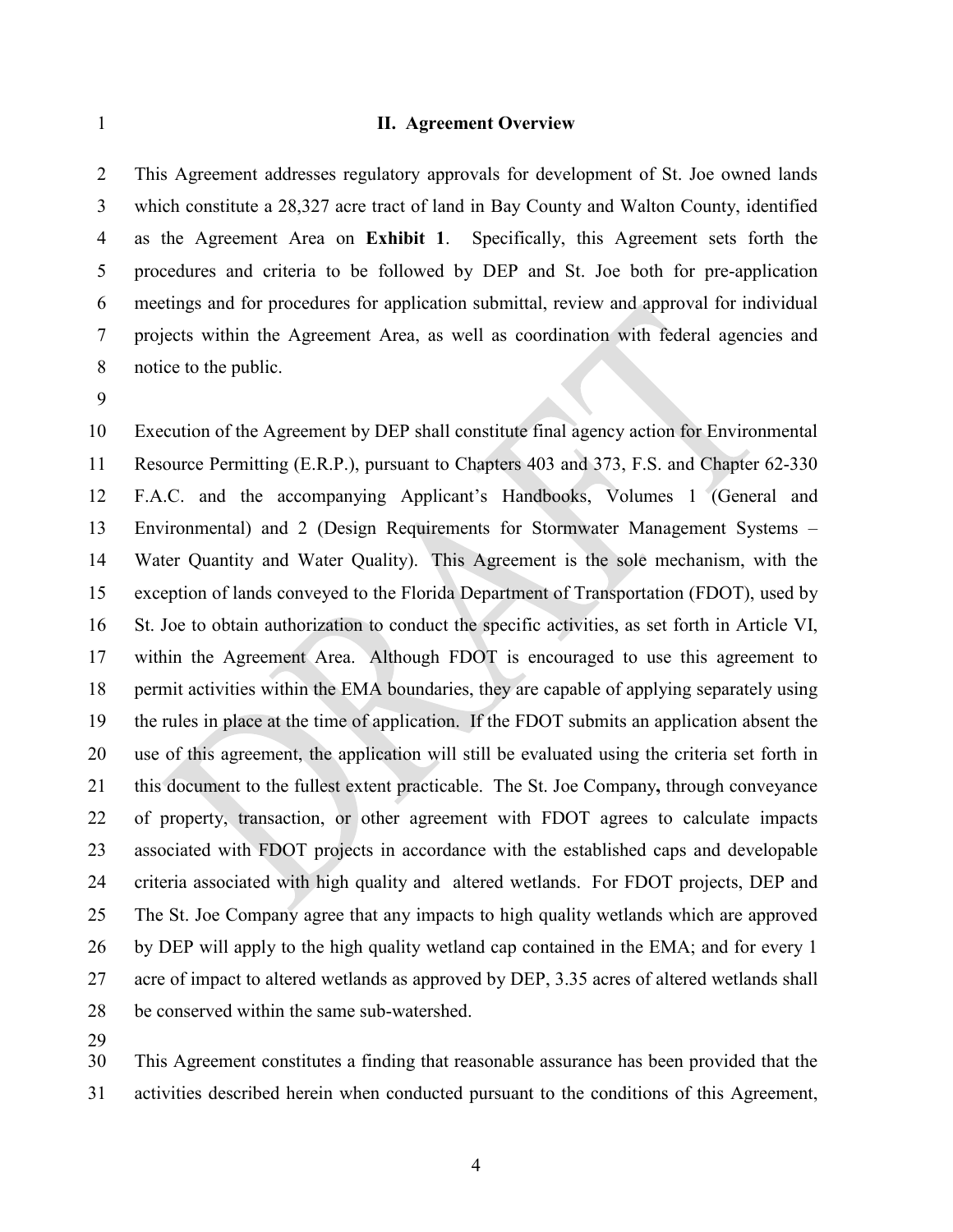## II. Agreement Overview

This Agreement addresses regulatory approvals for development of St. Joe owned lands which constitute a 28,327 acre tract of land in Bay County and Walton County, identified as the Agreement Area on **Exhibit 1**. Specifically, this Agreement sets forth the procedures and criteria to be followed by DEP and St. Joe both for pre-application meetings and for procedures for application submittal, review and approval for individual projects within the Agreement Area, as well as coordination with federal agencies and notice to the public.

Execution of the Agreement by DEP shall constitute final agency action for Environmental Resource Permitting (E.R.P.), pursuant to Chapters 403 and 373, F.S. and Chapter 62-330 F.A.C. and the accompanying Applicant's Handbooks, Volumes 1 (General and Environmental) and 2 (Design Requirements for Stormwater Management Systems – Water Quantity and Water Quality). This Agreement is the sole mechanism, with the exception of lands conveyed to the Florida Department of Transportation (FDOT), used by St. Joe to obtain authorization to conduct the specific activities, as set forth in Article VI, within the Agreement Area. Although FDOT is encouraged to use this agreement to permit activities within the EMA boundaries, they are capable of applying separately using the rules in place at the time of application. If the FDOT submits an application absent the use of this agreement, the application will still be evaluated using the criteria set forth in this document to the fullest extent practicable. The St. Joe Company**,** through conveyance of property, transaction, or other agreement with FDOT agrees to calculate impacts associated with FDOT projects in accordance with the established caps and developable criteria associated with high quality and altered wetlands. For FDOT projects, DEP and The St. Joe Company agree that any impacts to high quality wetlands which are approved by DEP will apply to the high quality wetland cap contained in the EMA; and for every 1 acre of impact to altered wetlands as approved by DEP, 3.35 acres of altered wetlands shall be conserved within the same sub-watershed.

This Agreement constitutes a finding that reasonable assurance has been provided that the activities described herein when conducted pursuant to the conditions of this Agreement,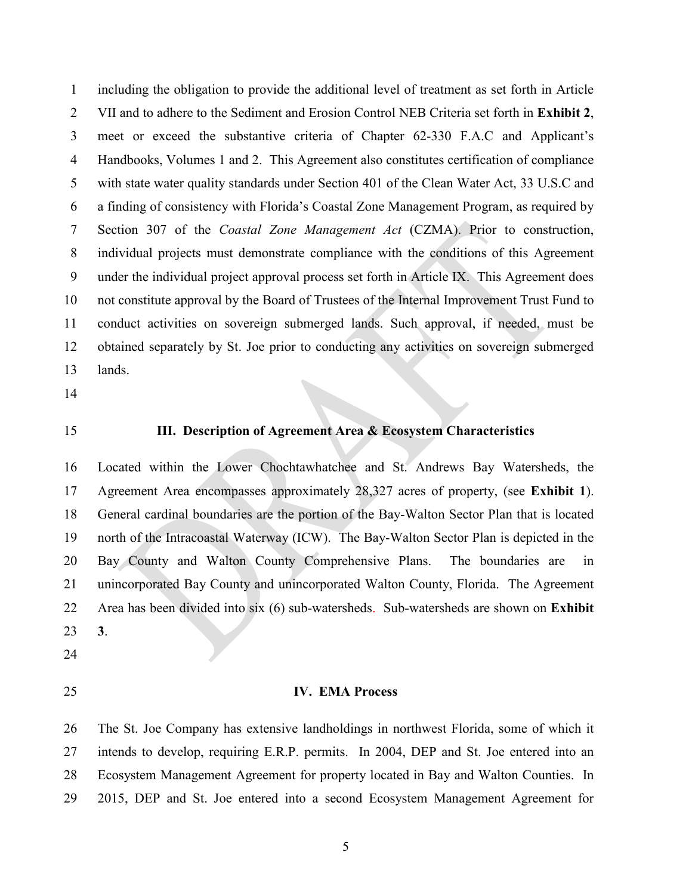including the obligation to provide the additional level of treatment as set forth in Article VII and to adhere to the Sediment and Erosion Control NEB Criteria set forth in **Exhibit 2**, meet or exceed the substantive criteria of Chapter 62-330 F.A.C and Applicant's Handbooks, Volumes 1 and 2. This Agreement also constitutes certification of compliance with state water quality standards under Section 401 of the Clean Water Act, 33 U.S.C and a finding of consistency with Florida's Coastal Zone Management Program, as required by Section 307 of the *Coastal Zone Management Act* (CZMA). Prior to construction, individual projects must demonstrate compliance with the conditions of this Agreement under the individual project approval process set forth in Article IX. This Agreement does not constitute approval by the Board of Trustees of the Internal Improvement Trust Fund to conduct activities on sovereign submerged lands. Such approval, if needed, must be obtained separately by St. Joe prior to conducting any activities on sovereign submerged lands.

## III. Description of Agreement Area & Ecosystem Characteristics

Located within the Lower Chochtawhatchee and St. Andrews Bay Watersheds, the Agreement Area encompasses approximately 28,327 acres of property, (see **Exhibit 1**). General cardinal boundaries are the portion of the Bay-Walton Sector Plan that is located north of the Intracoastal Waterway (ICW). The Bay-Walton Sector Plan is depicted in the Bay County and Walton County Comprehensive Plans. The boundaries are in unincorporated Bay County and unincorporated Walton County, Florida. The Agreement Area has been divided into six (6) sub-watersheds. Sub-watersheds are shown on **Exhibit 3**.

## IV. EMA Process

The St. Joe Company has extensive landholdings in northwest Florida, some of which it intends to develop, requiring E.R.P. permits. In 2004, DEP and St. Joe entered into an Ecosystem Management Agreement for property located in Bay and Walton Counties. In 2015, DEP and St. Joe entered into a second Ecosystem Management Agreement for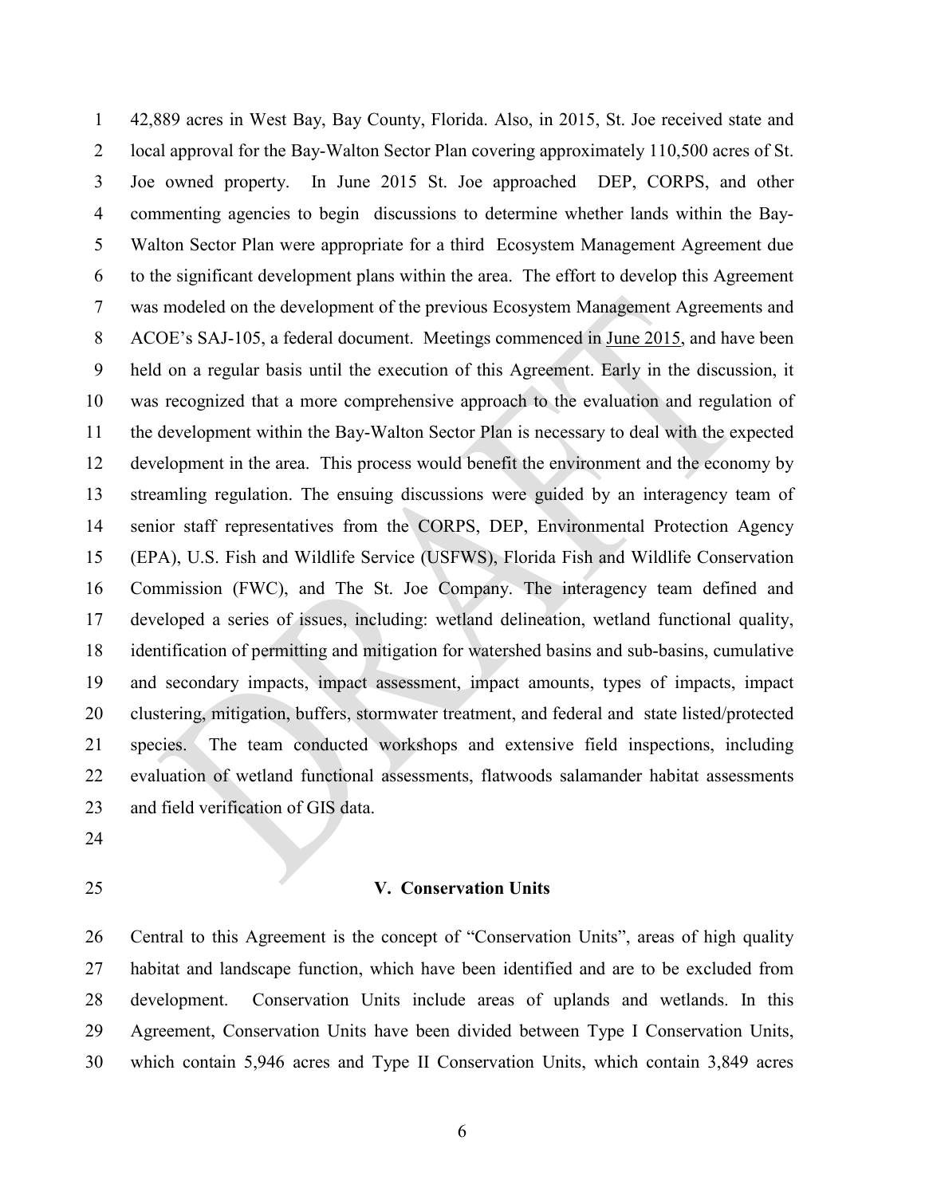42,889 acres in West Bay, Bay County, Florida. Also, in 2015, St. Joe received state and local approval for the Bay-Walton Sector Plan covering approximately 110,500 acres of St. Joe owned property. In June 2015 St. Joe approached DEP, CORPS, and other commenting agencies to begin discussions to determine whether lands within the Bay-Walton Sector Plan were appropriate for a third Ecosystem Management Agreement due to the significant development plans within the area. The effort to develop this Agreement was modeled on the development of the previous Ecosystem Management Agreements and ACOE's SAJ-105, a federal document. Meetings commenced in June 2015, and have been held on a regular basis until the execution of this Agreement. Early in the discussion, it was recognized that a more comprehensive approach to the evaluation and regulation of the development within the Bay-Walton Sector Plan is necessary to deal with the expected development in the area. This process would benefit the environment and the economy by streamling regulation. The ensuing discussions were guided by an interagency team of senior staff representatives from the CORPS, DEP, Environmental Protection Agency (EPA), U.S. Fish and Wildlife Service (USFWS), Florida Fish and Wildlife Conservation Commission (FWC), and The St. Joe Company. The interagency team defined and developed a series of issues, including: wetland delineation, wetland functional quality, identification of permitting and mitigation for watershed basins and sub-basins, cumulative and secondary impacts, impact assessment, impact amounts, types of impacts, impact clustering, mitigation, buffers, stormwater treatment, and federal and state listed/protected species. The team conducted workshops and extensive field inspections, including evaluation of wetland functional assessments, flatwoods salamander habitat assessments and field verification of GIS data.

## V. Conservation Units

Central to this Agreement is the concept of "Conservation Units", areas of high quality habitat and landscape function, which have been identified and are to be excluded from development. Conservation Units include areas of uplands and wetlands. In this Agreement, Conservation Units have been divided between Type I Conservation Units, which contain 5,946 acres and Type II Conservation Units, which contain 3,849 acres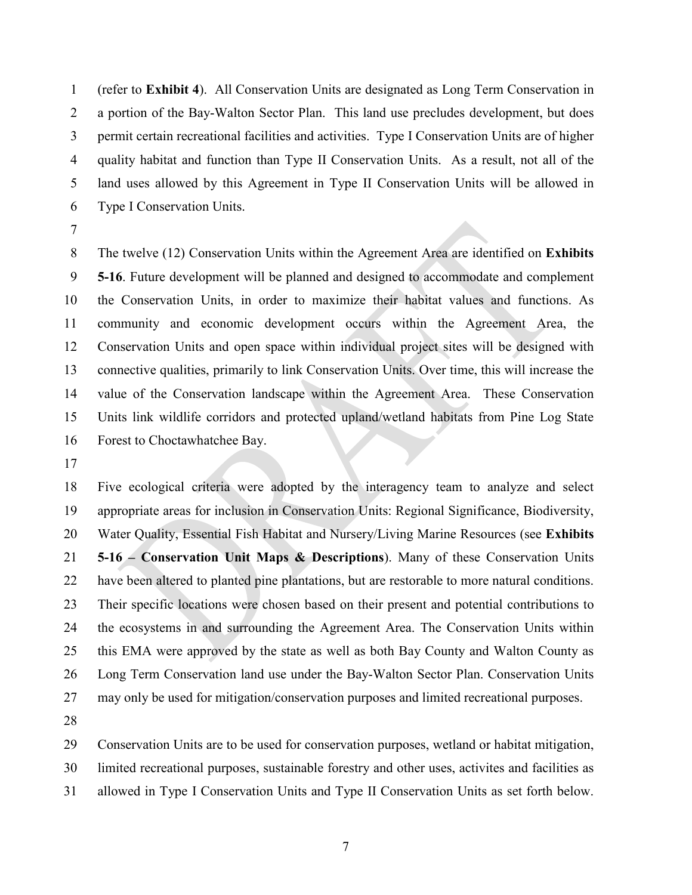(refer to **Exhibit 4**). All Conservation Units are designated as Long Term Conservation in a portion of the Bay-Walton Sector Plan. This land use precludes development, but does permit certain recreational facilities and activities. Type I Conservation Units are of higher quality habitat and function than Type II Conservation Units. As a result, not all of the land uses allowed by this Agreement in Type II Conservation Units will be allowed in Type I Conservation Units.

The twelve (12) Conservation Units within the Agreement Area are identified on **Exhibits 5-16**. Future development will be planned and designed to accommodate and complement the Conservation Units, in order to maximize their habitat values and functions. As community and economic development occurs within the Agreement Area, the Conservation Units and open space within individual project sites will be designed with connective qualities, primarily to link Conservation Units. Over time, this will increase the value of the Conservation landscape within the Agreement Area. These Conservation Units link wildlife corridors and protected upland/wetland habitats from Pine Log State Forest to Choctawhatchee Bay.

Five ecological criteria were adopted by the interagency team to analyze and select appropriate areas for inclusion in Conservation Units: Regional Significance, Biodiversity, Water Quality, Essential Fish Habitat and Nursery/Living Marine Resources (see **Exhibits 5-16 – Conservation Unit Maps & Descriptions**). Many of these Conservation Units have been altered to planted pine plantations, but are restorable to more natural conditions. Their specific locations were chosen based on their present and potential contributions to the ecosystems in and surrounding the Agreement Area. The Conservation Units within this EMA were approved by the state as well as both Bay County and Walton County as Long Term Conservation land use under the Bay-Walton Sector Plan. Conservation Units may only be used for mitigation/conservation purposes and limited recreational purposes.

Conservation Units are to be used for conservation purposes, wetland or habitat mitigation, limited recreational purposes, sustainable forestry and other uses, activites and facilities as allowed in Type I Conservation Units and Type II Conservation Units as set forth below.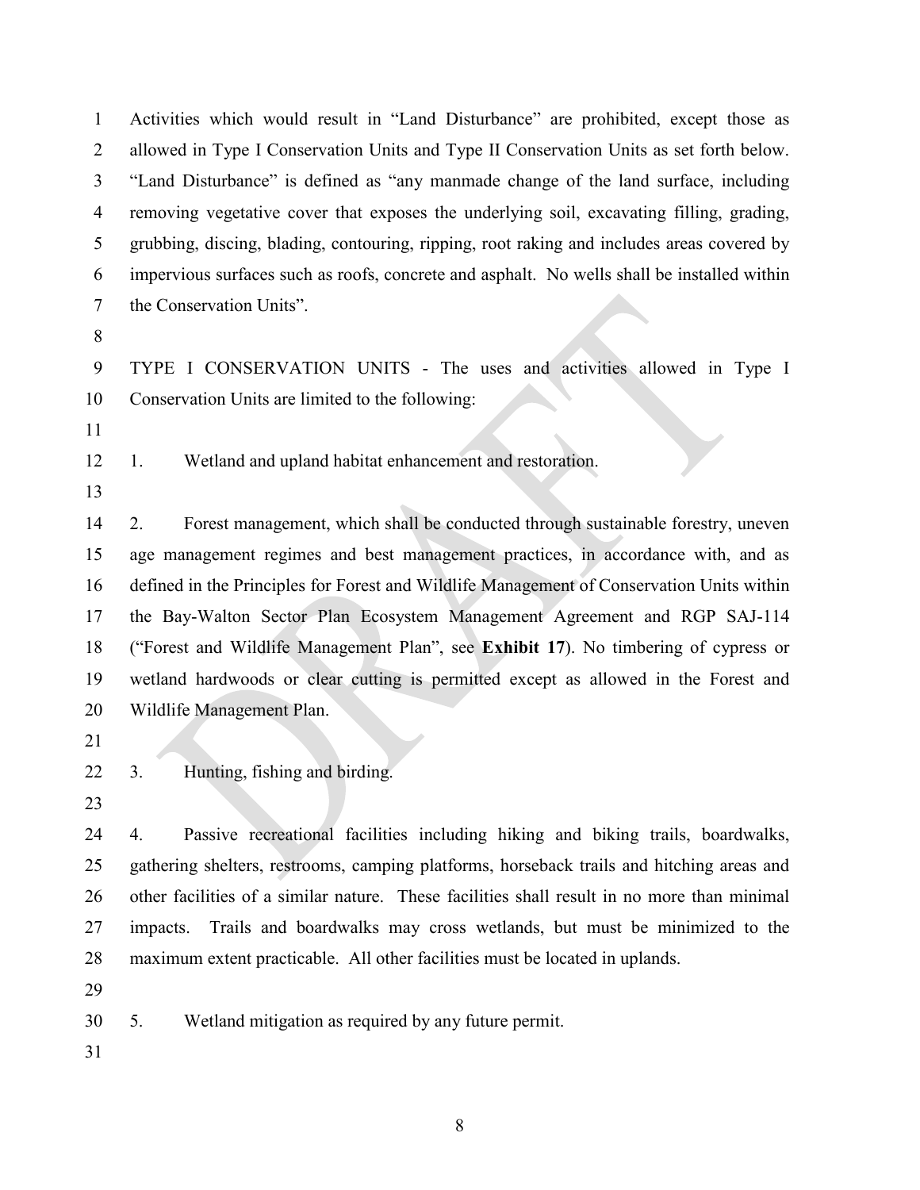Activities which would result in "Land Disturbance" are prohibited, except those as allowed in Type I Conservation Units and Type II Conservation Units as set forth below. "Land Disturbance" is defined as "any manmade change of the land surface, including removing vegetative cover that exposes the underlying soil, excavating filling, grading, grubbing, discing, blading, contouring, ripping, root raking and includes areas covered by impervious surfaces such as roofs, concrete and asphalt. No wells shall be installed within the Conservation Units".

TYPE I CONSERVATION UNITS - The uses and activities allowed in Type I Conservation Units are limited to the following:

1. Wetland and upland habitat enhancement and restoration.

2. Forest management, which shall be conducted through sustainable forestry, uneven age management regimes and best management practices, in accordance with, and as defined in the Principles for Forest and Wildlife Management of Conservation Units within the Bay-Walton Sector Plan Ecosystem Management Agreement and RGP SAJ-114 ("Forest and Wildlife Management Plan", see **Exhibit 17**). No timbering of cypress or wetland hardwoods or clear cutting is permitted except as allowed in the Forest and Wildlife Management Plan.

3. Hunting, fishing and birding.

4. Passive recreational facilities including hiking and biking trails, boardwalks, gathering shelters, restrooms, camping platforms, horseback trails and hitching areas and other facilities of a similar nature. These facilities shall result in no more than minimal impacts. Trails and boardwalks may cross wetlands, but must be minimized to the maximum extent practicable. All other facilities must be located in uplands.

5. Wetland mitigation as required by any future permit.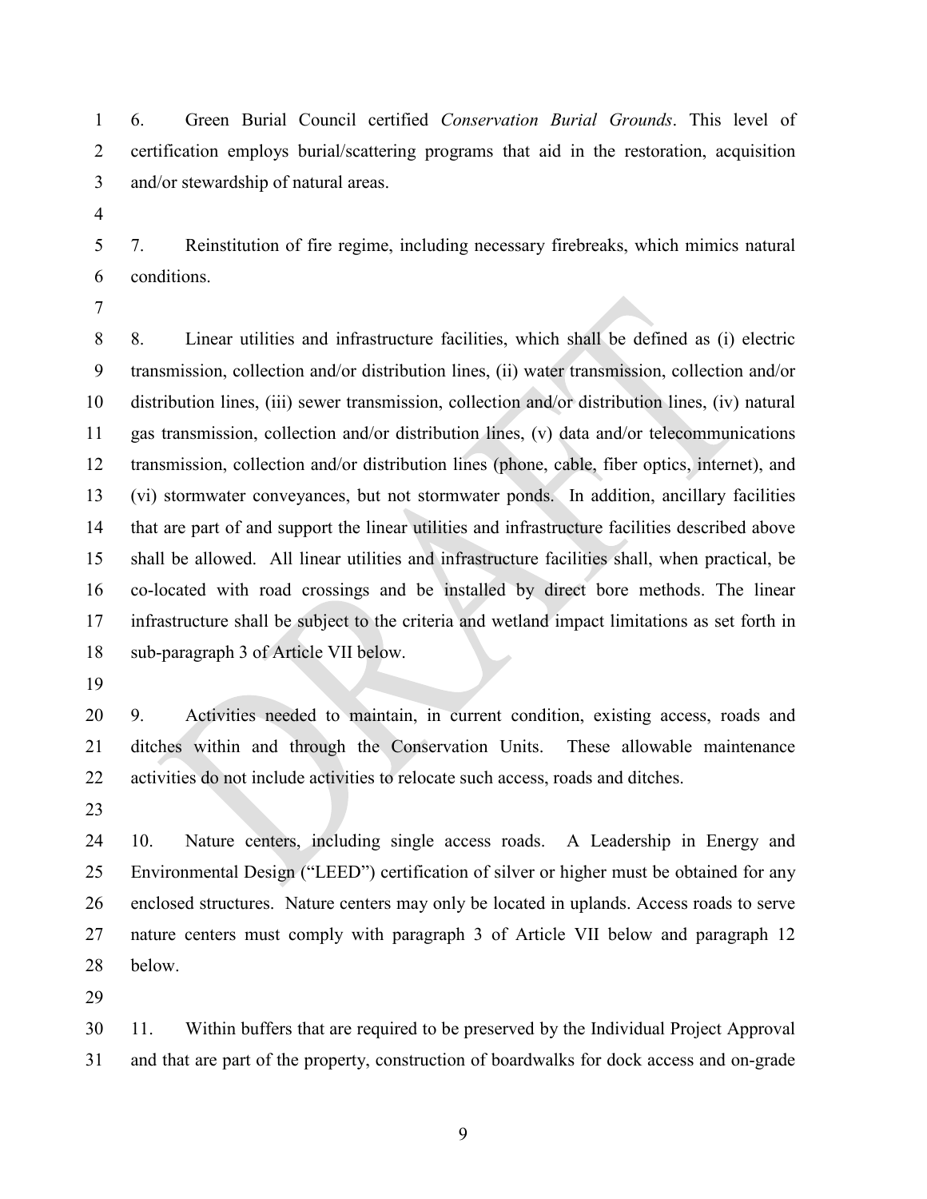6. Green Burial Council certified *Conservation Burial Grounds*. This level of certification employs burial/scattering programs that aid in the restoration, acquisition and/or stewardship of natural areas.

7. Reinstitution of fire regime, including necessary firebreaks, which mimics natural conditions.

8. Linear utilities and infrastructure facilities, which shall be defined as (i) electric transmission, collection and/or distribution lines, (ii) water transmission, collection and/or distribution lines, (iii) sewer transmission, collection and/or distribution lines, (iv) natural gas transmission, collection and/or distribution lines, (v) data and/or telecommunications transmission, collection and/or distribution lines (phone, cable, fiber optics, internet), and (vi) stormwater conveyances, but not stormwater ponds. In addition, ancillary facilities that are part of and support the linear utilities and infrastructure facilities described above shall be allowed. All linear utilities and infrastructure facilities shall, when practical, be co-located with road crossings and be installed by direct bore methods. The linear infrastructure shall be subject to the criteria and wetland impact limitations as set forth in sub-paragraph 3 of Article VII below.

9. Activities needed to maintain, in current condition, existing access, roads and ditches within and through the Conservation Units. These allowable maintenance activities do not include activities to relocate such access, roads and ditches.

10. Nature centers, including single access roads. A Leadership in Energy and Environmental Design ("LEED") certification of silver or higher must be obtained for any enclosed structures. Nature centers may only be located in uplands. Access roads to serve nature centers must comply with paragraph 3 of Article VII below and paragraph 12 below.

11. Within buffers that are required to be preserved by the Individual Project Approval and that are part of the property, construction of boardwalks for dock access and on-grade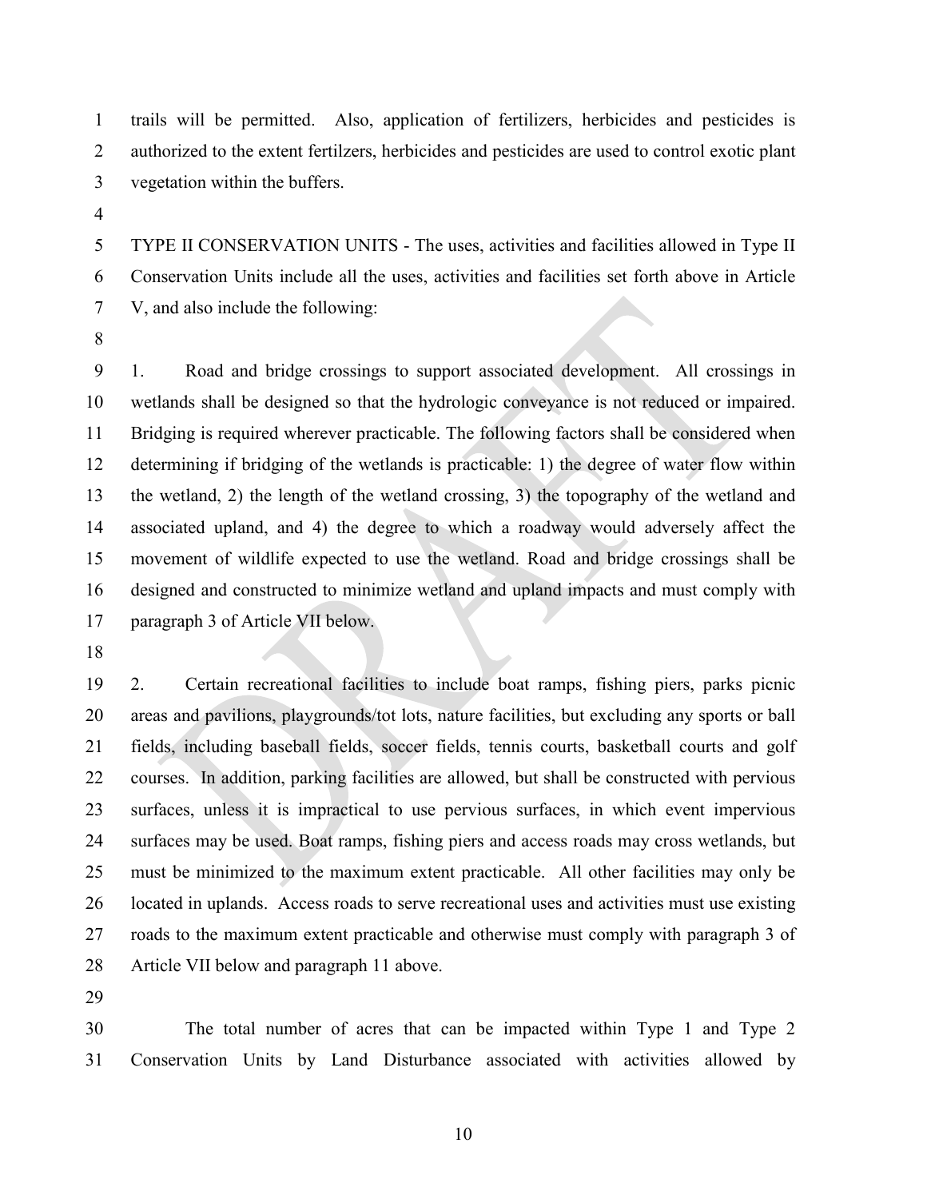trails will be permitted. Also, application of fertilizers, herbicides and pesticides is authorized to the extent fertilzers, herbicides and pesticides are used to control exotic plant vegetation within the buffers.

TYPE II CONSERVATION UNITS - The uses, activities and facilities allowed in Type II Conservation Units include all the uses, activities and facilities set forth above in Article V, and also include the following:

1. Road and bridge crossings to support associated development. All crossings in wetlands shall be designed so that the hydrologic conveyance is not reduced or impaired. Bridging is required wherever practicable. The following factors shall be considered when determining if bridging of the wetlands is practicable: 1) the degree of water flow within the wetland, 2) the length of the wetland crossing, 3) the topography of the wetland and associated upland, and 4) the degree to which a roadway would adversely affect the movement of wildlife expected to use the wetland. Road and bridge crossings shall be designed and constructed to minimize wetland and upland impacts and must comply with paragraph 3 of Article VII below.

2. Certain recreational facilities to include boat ramps, fishing piers, parks picnic areas and pavilions, playgrounds/tot lots, nature facilities, but excluding any sports or ball fields, including baseball fields, soccer fields, tennis courts, basketball courts and golf courses. In addition, parking facilities are allowed, but shall be constructed with pervious surfaces, unless it is impractical to use pervious surfaces, in which event impervious surfaces may be used. Boat ramps, fishing piers and access roads may cross wetlands, but must be minimized to the maximum extent practicable. All other facilities may only be located in uplands. Access roads to serve recreational uses and activities must use existing roads to the maximum extent practicable and otherwise must comply with paragraph 3 of Article VII below and paragraph 11 above.

The total number of acres that can be impacted within Type 1 and Type 2 Conservation Units by Land Disturbance associated with activities allowed by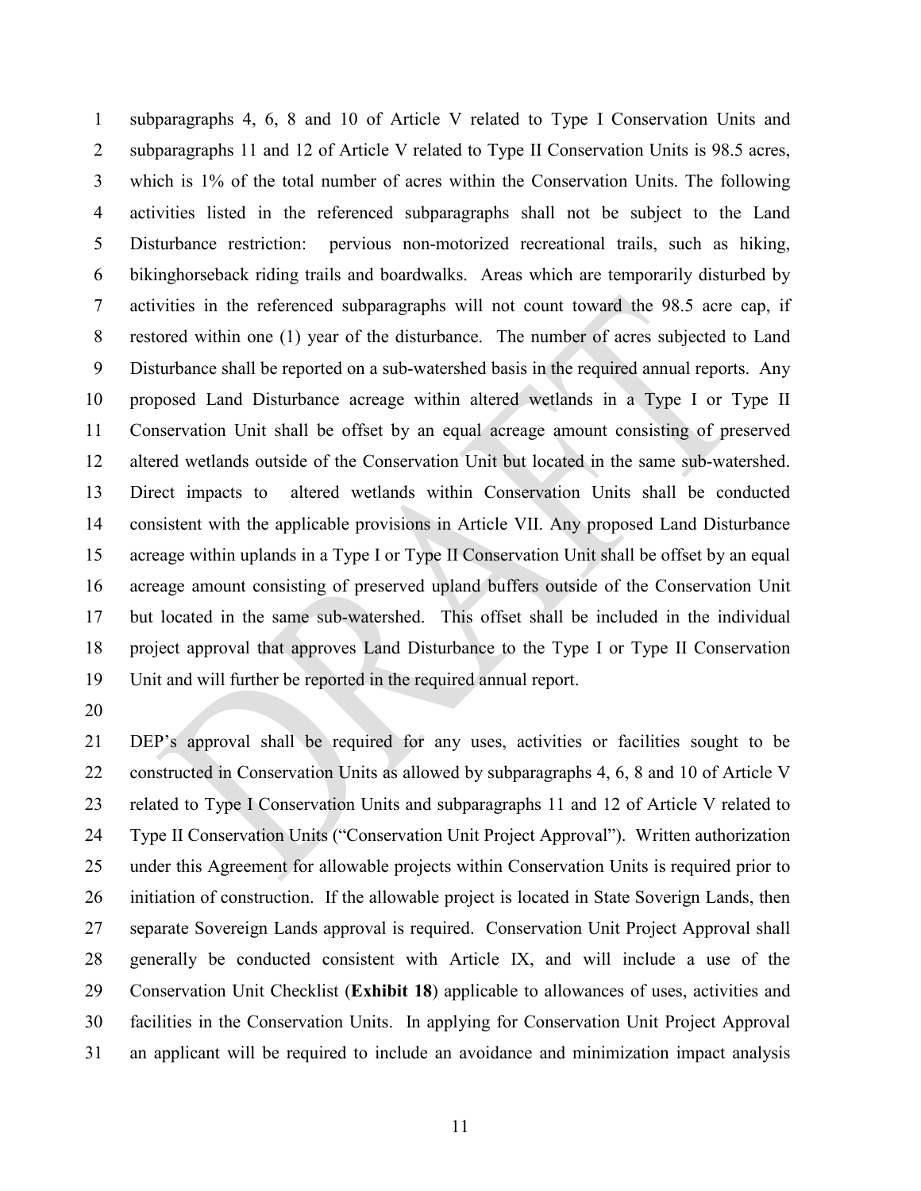subparagraphs 4, 6, 8 and 10 of Article V related to Type I Conservation Units and subparagraphs 11 and 12 of Article V related to Type II Conservation Units is 98.5 acres, which is 1% of the total number of acres within the Conservation Units. The following activities listed in the referenced subparagraphs shall not be subject to the Land Disturbance restriction: pervious non-motorized recreational trails, such as hiking, bikinghorseback riding trails and boardwalks. Areas which are temporarily disturbed by activities in the referenced subparagraphs will not count toward the 98.5 acre cap, if restored within one (1) year of the disturbance. The number of acres subjected to Land Disturbance shall be reported on a sub-watershed basis in the required annual reports. Any proposed Land Disturbance acreage within altered wetlands in a Type I or Type II Conservation Unit shall be offset by an equal acreage amount consisting of preserved altered wetlands outside of the Conservation Unit but located in the same sub-watershed. Direct impacts to altered wetlands within Conservation Units shall be conducted consistent with the applicable provisions in Article VII. Any proposed Land Disturbance acreage within uplands in a Type I or Type II Conservation Unit shall be offset by an equal acreage amount consisting of preserved upland buffers outside of the Conservation Unit but located in the same sub-watershed. This offset shall be included in the individual project approval that approves Land Disturbance to the Type I or Type II Conservation Unit and will further be reported in the required annual report.

DEP's approval shall be required for any uses, activities or facilities sought to be constructed in Conservation Units as allowed by subparagraphs 4, 6, 8 and 10 of Article V related to Type I Conservation Units and subparagraphs 11 and 12 of Article V related to Type II Conservation Units ("Conservation Unit Project Approval"). Written authorization under this Agreement for allowable projects within Conservation Units is required prior to initiation of construction. If the allowable project is located in State Soverign Lands, then separate Sovereign Lands approval is required. Conservation Unit Project Approval shall generally be conducted consistent with Article IX, and will include a use of the Conservation Unit Checklist (**Exhibit 18**) applicable to allowances of uses, activities and facilities in the Conservation Units. In applying for Conservation Unit Project Approval an applicant will be required to include an avoidance and minimization impact analysis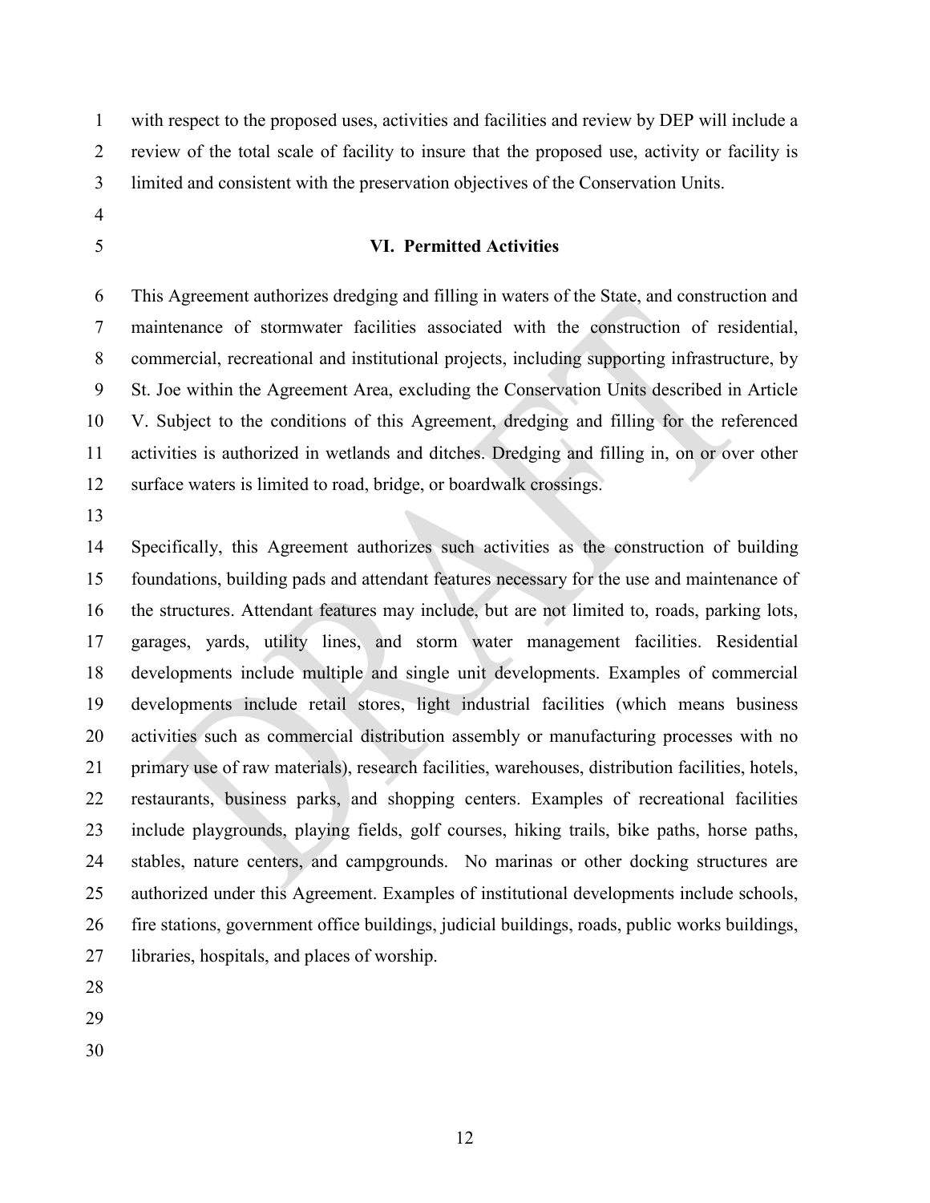with respect to the proposed uses, activities and facilities and review by DEP will include a review of the total scale of facility to insure that the proposed use, activity or facility is limited and consistent with the preservation objectives of the Conservation Units.

## VI. Permitted Activities

This Agreement authorizes dredging and filling in waters of the State, and construction and maintenance of stormwater facilities associated with the construction of residential, commercial, recreational and institutional projects, including supporting infrastructure, by St. Joe within the Agreement Area, excluding the Conservation Units described in Article V. Subject to the conditions of this Agreement, dredging and filling for the referenced activities is authorized in wetlands and ditches. Dredging and filling in, on or over other surface waters is limited to road, bridge, or boardwalk crossings.

Specifically, this Agreement authorizes such activities as the construction of building foundations, building pads and attendant features necessary for the use and maintenance of the structures. Attendant features may include, but are not limited to, roads, parking lots, garages, yards, utility lines, and storm water management facilities. Residential developments include multiple and single unit developments. Examples of commercial developments include retail stores, light industrial facilities (which means business activities such as commercial distribution assembly or manufacturing processes with no primary use of raw materials), research facilities, warehouses, distribution facilities, hotels, restaurants, business parks, and shopping centers. Examples of recreational facilities include playgrounds, playing fields, golf courses, hiking trails, bike paths, horse paths, stables, nature centers, and campgrounds. No marinas or other docking structures are authorized under this Agreement. Examples of institutional developments include schools, fire stations, government office buildings, judicial buildings, roads, public works buildings, libraries, hospitals, and places of worship.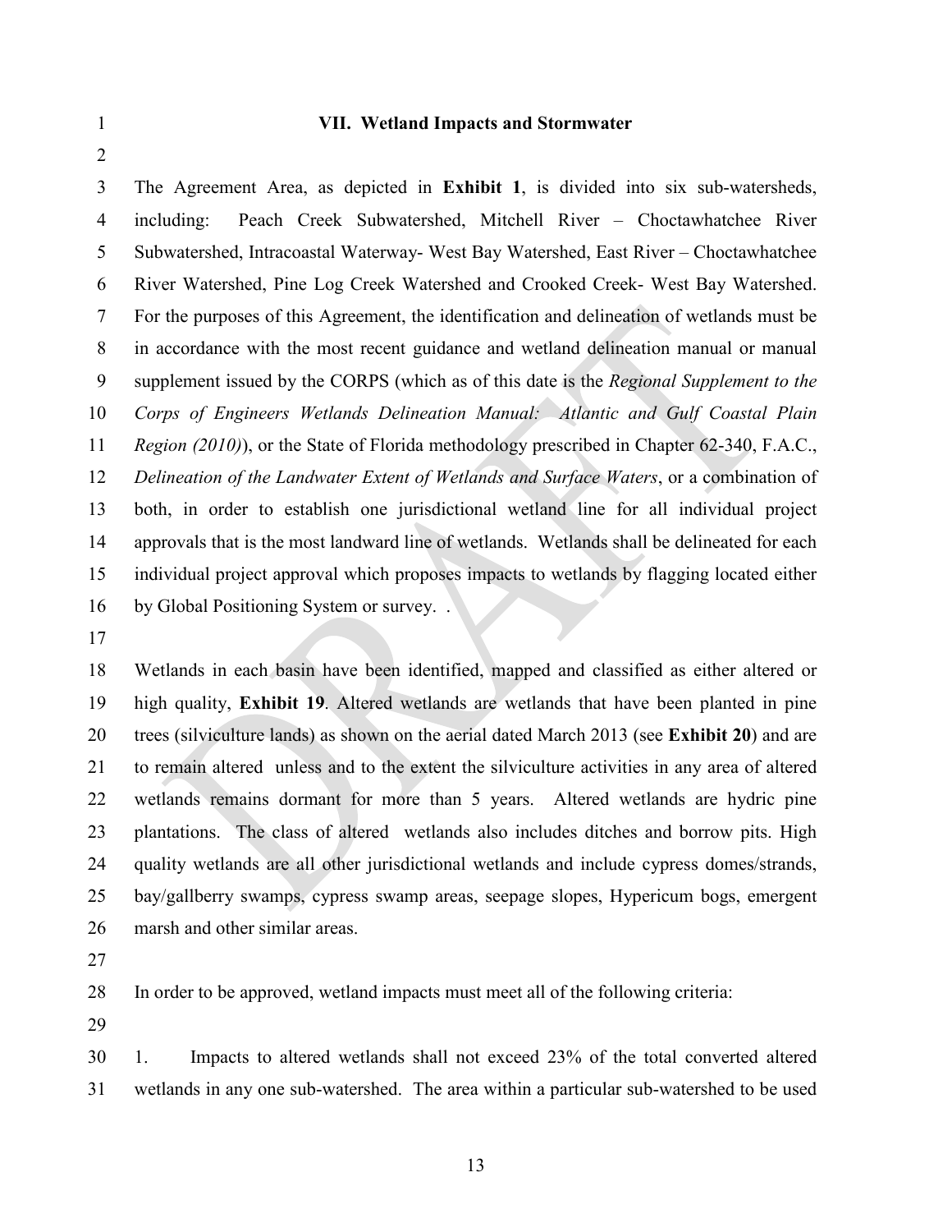## VII. Wetland Impacts and Stormwater

The Agreement Area, as depicted in **Exhibit 1**, is divided into six sub-watersheds, including: Peach Creek Subwatershed, Mitchell River – Choctawhatchee River Subwatershed, Intracoastal Waterway- West Bay Watershed, East River – Choctawhatchee River Watershed, Pine Log Creek Watershed and Crooked Creek- West Bay Watershed. For the purposes of this Agreement, the identification and delineation of wetlands must be in accordance with the most recent guidance and wetland delineation manual or manual supplement issued by the CORPS (which as of this date is the *Regional Supplement to the Corps of Engineers Wetlands Delineation Manual: Atlantic and Gulf Coastal Plain Region (2010)*), or the State of Florida methodology prescribed in Chapter 62-340, F.A.C., *Delineation of the Landwater Extent of Wetlands and Surface Waters*, or a combination of both, in order to establish one jurisdictional wetland line for all individual project approvals that is the most landward line of wetlands. Wetlands shall be delineated for each individual project approval which proposes impacts to wetlands by flagging located either by Global Positioning System or survey. .

Wetlands in each basin have been identified, mapped and classified as either altered or high quality, **Exhibit 19**. Altered wetlands are wetlands that have been planted in pine trees (silviculture lands) as shown on the aerial dated March 2013 (see **Exhibit 20**) and are to remain altered unless and to the extent the silviculture activities in any area of altered wetlands remains dormant for more than 5 years. Altered wetlands are hydric pine plantations. The class of altered wetlands also includes ditches and borrow pits. High quality wetlands are all other jurisdictional wetlands and include cypress domes/strands, bay/gallberry swamps, cypress swamp areas, seepage slopes, Hypericum bogs, emergent marsh and other similar areas.

In order to be approved, wetland impacts must meet all of the following criteria:

1. Impacts to altered wetlands shall not exceed 23% of the total converted altered wetlands in any one sub-watershed. The area within a particular sub-watershed to be used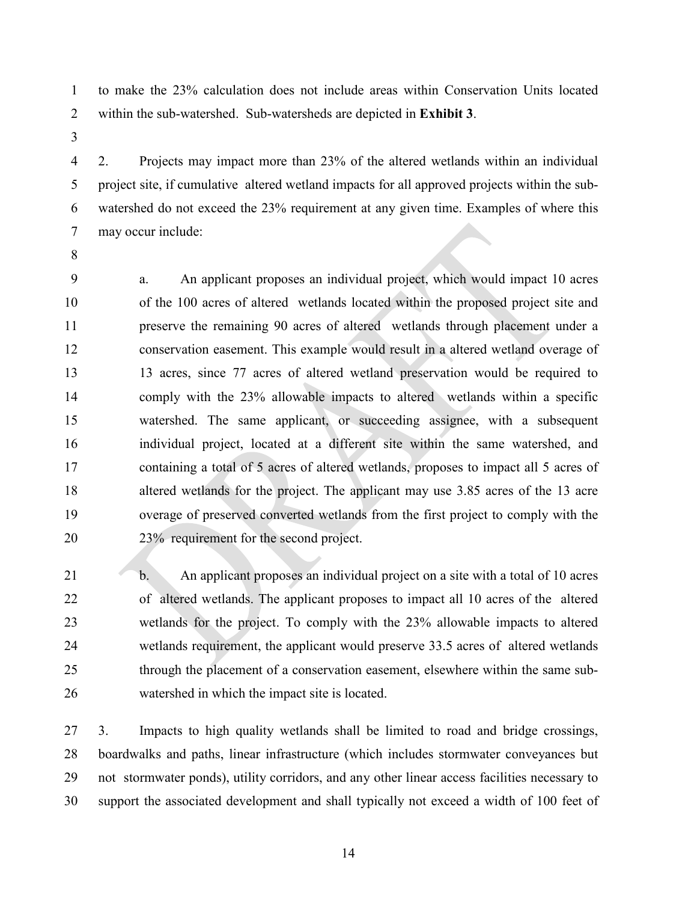to make the 23% calculation does not include areas within Conservation Units located within the sub-watershed. Sub-watersheds are depicted in **Exhibit 3**.

2. Projects may impact more than 23% of the altered wetlands within an individual project site, if cumulative altered wetland impacts for all approved projects within the sub-watershed do not exceed the 23% requirement at any given time. Examples of where this may occur include:

a. An applicant proposes an individual project, which would impact 10 acres of the 100 acres of altered wetlands located within the proposed project site and preserve the remaining 90 acres of altered wetlands through placement under a conservation easement. This example would result in a altered wetland overage of 13 acres, since 77 acres of altered wetland preservation would be required to comply with the 23% allowable impacts to altered wetlands within a specific watershed. The same applicant, or succeeding assignee, with a subsequent individual project, located at a different site within the same watershed, and containing a total of 5 acres of altered wetlands, proposes to impact all 5 acres of altered wetlands for the project. The applicant may use 3.85 acres of the 13 acre overage of preserved converted wetlands from the first project to comply with the 23% requirement for the second project.

b. An applicant proposes an individual project on a site with a total of 10 acres of altered wetlands. The applicant proposes to impact all 10 acres of the altered wetlands for the project. To comply with the 23% allowable impacts to altered wetlands requirement, the applicant would preserve 33.5 acres of altered wetlands through the placement of a conservation easement, elsewhere within the same sub-watershed in which the impact site is located.

3. Impacts to high quality wetlands shall be limited to road and bridge crossings, boardwalks and paths, linear infrastructure (which includes stormwater conveyances but not stormwater ponds), utility corridors, and any other linear access facilities necessary to support the associated development and shall typically not exceed a width of 100 feet of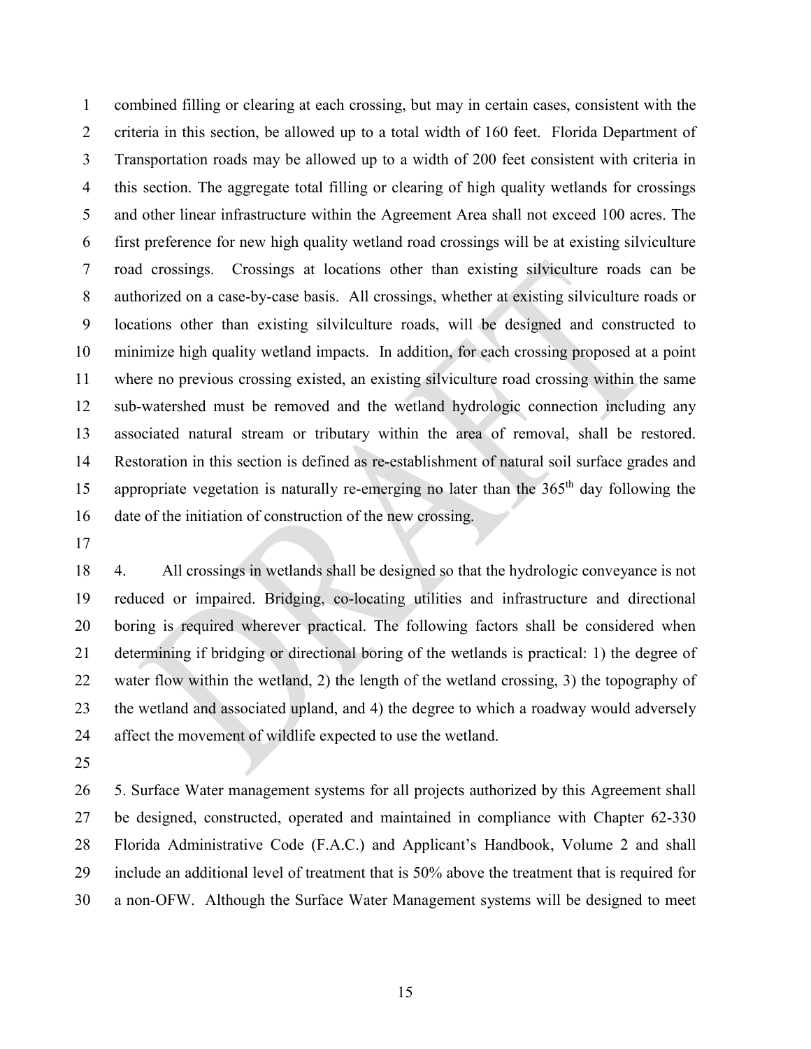combined filling or clearing at each crossing, but may in certain cases, consistent with the criteria in this section, be allowed up to a total width of 160 feet. Florida Department of Transportation roads may be allowed up to a width of 200 feet consistent with criteria in this section. The aggregate total filling or clearing of high quality wetlands for crossings and other linear infrastructure within the Agreement Area shall not exceed 100 acres. The first preference for new high quality wetland road crossings will be at existing silviculture road crossings. Crossings at locations other than existing silviculture roads can be authorized on a case-by-case basis. All crossings, whether at existing silviculture roads or locations other than existing silvilculture roads, will be designed and constructed to minimize high quality wetland impacts. In addition, for each crossing proposed at a point where no previous crossing existed, an existing silviculture road crossing within the same sub-watershed must be removed and the wetland hydrologic connection including any associated natural stream or tributary within the area of removal, shall be restored. Restoration in this section is defined as re-establishment of natural soil surface grades and appropriate vegetation is naturally re-emerging no later than the 365th day following the date of the initiation of construction of the new crossing.

4. All crossings in wetlands shall be designed so that the hydrologic conveyance is not reduced or impaired. Bridging, co-locating utilities and infrastructure and directional boring is required wherever practical. The following factors shall be considered when determining if bridging or directional boring of the wetlands is practical: 1) the degree of water flow within the wetland, 2) the length of the wetland crossing, 3) the topography of the wetland and associated upland, and 4) the degree to which a roadway would adversely affect the movement of wildlife expected to use the wetland.

5. Surface Water management systems for all projects authorized by this Agreement shall be designed, constructed, operated and maintained in compliance with Chapter 62-330 Florida Administrative Code (F.A.C.) and Applicant's Handbook, Volume 2 and shall include an additional level of treatment that is 50% above the treatment that is required for a non-OFW. Although the Surface Water Management systems will be designed to meet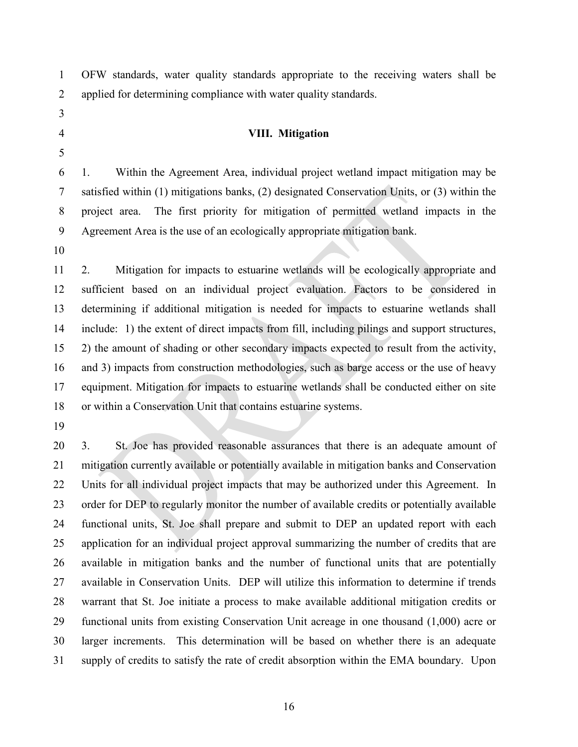OFW standards, water quality standards appropriate to the receiving waters shall be applied for determining compliance with water quality standards.

## VIII. Mitigation

1. Within the Agreement Area, individual project wetland impact mitigation may be satisfied within (1) mitigations banks, (2) designated Conservation Units, or (3) within the project area. The first priority for mitigation of permitted wetland impacts in the Agreement Area is the use of an ecologically appropriate mitigation bank.

2. Mitigation for impacts to estuarine wetlands will be ecologically appropriate and sufficient based on an individual project evaluation. Factors to be considered in determining if additional mitigation is needed for impacts to estuarine wetlands shall include: 1) the extent of direct impacts from fill, including pilings and support structures, 2) the amount of shading or other secondary impacts expected to result from the activity, and 3) impacts from construction methodologies, such as barge access or the use of heavy equipment. Mitigation for impacts to estuarine wetlands shall be conducted either on site or within a Conservation Unit that contains estuarine systems.

3. St. Joe has provided reasonable assurances that there is an adequate amount of mitigation currently available or potentially available in mitigation banks and Conservation Units for all individual project impacts that may be authorized under this Agreement. In order for DEP to regularly monitor the number of available credits or potentially available functional units, St. Joe shall prepare and submit to DEP an updated report with each application for an individual project approval summarizing the number of credits that are available in mitigation banks and the number of functional units that are potentially available in Conservation Units. DEP will utilize this information to determine if trends warrant that St. Joe initiate a process to make available additional mitigation credits or functional units from existing Conservation Unit acreage in one thousand (1,000) acre or larger increments. This determination will be based on whether there is an adequate supply of credits to satisfy the rate of credit absorption within the EMA boundary. Upon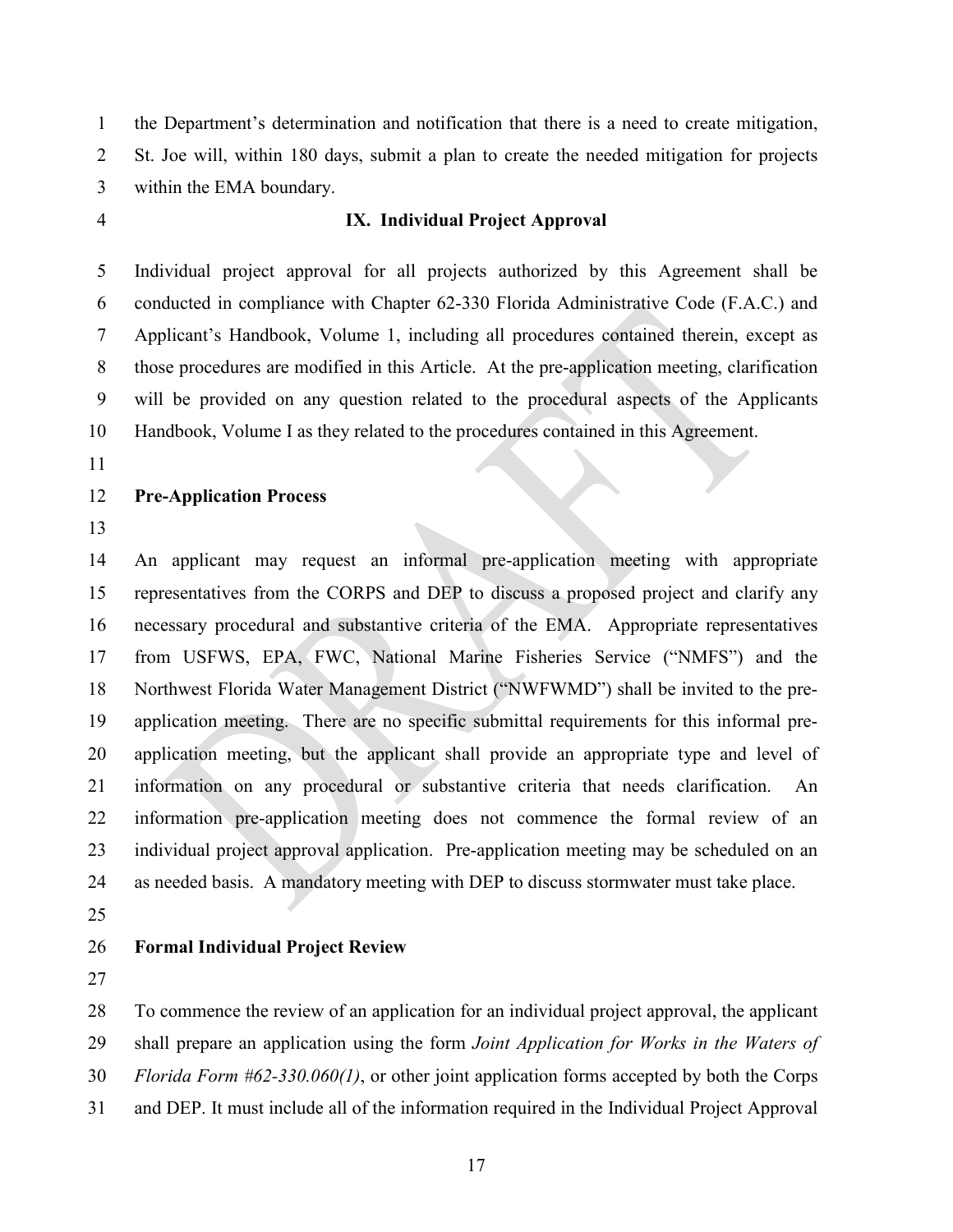the Department's determination and notification that there is a need to create mitigation, St. Joe will, within 180 days, submit a plan to create the needed mitigation for projects within the EMA boundary.

## IX. Individual Project Approval

Individual project approval for all projects authorized by this Agreement shall be conducted in compliance with Chapter 62-330 Florida Administrative Code (F.A.C.) and Applicant's Handbook, Volume 1, including all procedures contained therein, except as those procedures are modified in this Article. At the pre-application meeting, clarification will be provided on any question related to the procedural aspects of the Applicants Handbook, Volume I as they related to the procedures contained in this Agreement.

### Pre-Application Process

An applicant may request an informal pre-application meeting with appropriate representatives from the CORPS and DEP to discuss a proposed project and clarify any necessary procedural and substantive criteria of the EMA. Appropriate representatives from USFWS, EPA, FWC, National Marine Fisheries Service ("NMFS") and the Northwest Florida Water Management District ("NWFWMD") shall be invited to the pre-application meeting. There are no specific submittal requirements for this informal pre-application meeting, but the applicant shall provide an appropriate type and level of information on any procedural or substantive criteria that needs clarification. An information pre-application meeting does not commence the formal review of an individual project approval application. Pre-application meeting may be scheduled on an as needed basis. A mandatory meeting with DEP to discuss stormwater must take place.

### Formal Individual Project Review

To commence the review of an application for an individual project approval, the applicant shall prepare an application using the form *Joint Application for Works in the Waters of Florida Form #62-330.060(1)*, or other joint application forms accepted by both the Corps and DEP. It must include all of the information required in the Individual Project Approval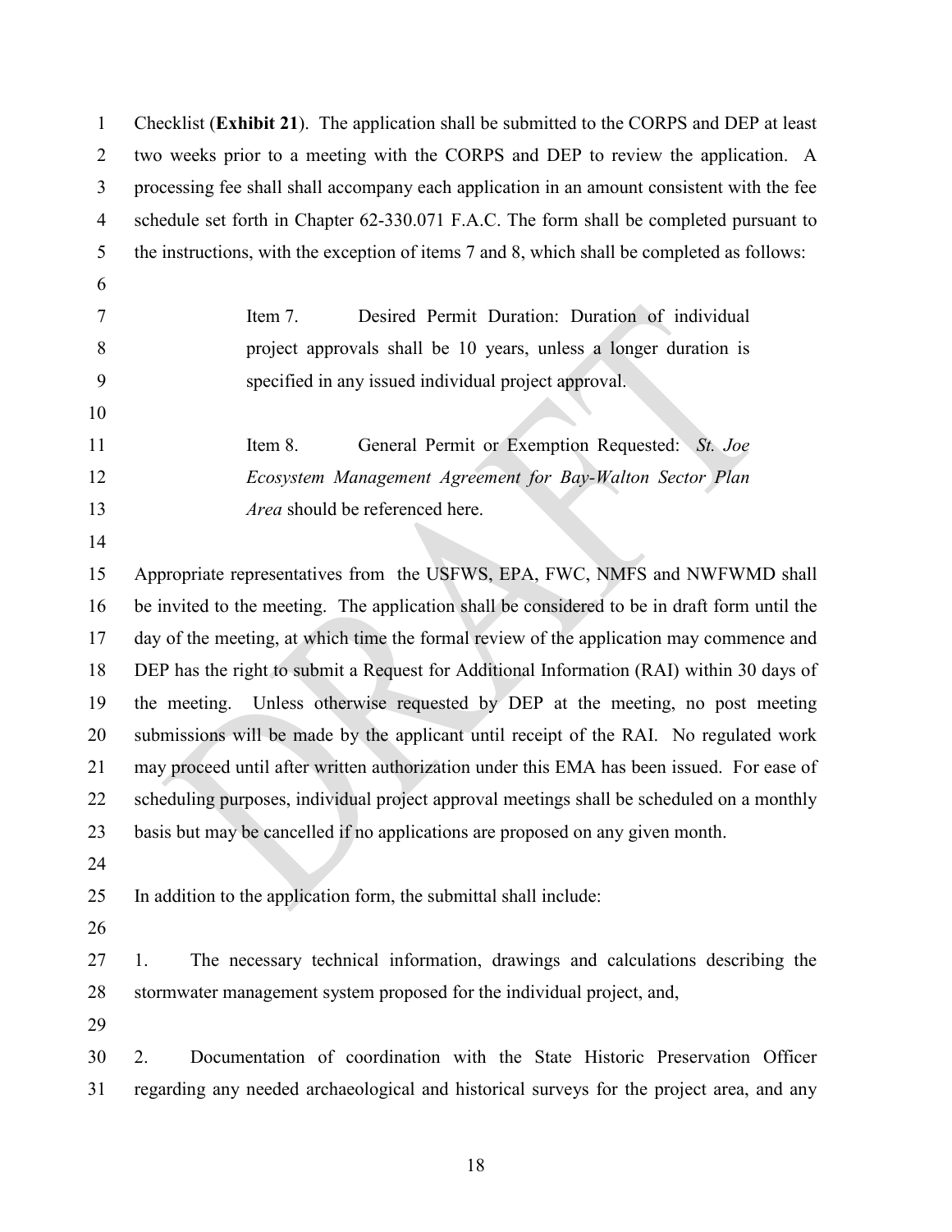Checklist (**Exhibit 21**). The application shall be submitted to the CORPS and DEP at least two weeks prior to a meeting with the CORPS and DEP to review the application. A processing fee shall shall accompany each application in an amount consistent with the fee schedule set forth in Chapter 62-330.071 F.A.C. The form shall be completed pursuant to the instructions, with the exception of items 7 and 8, which shall be completed as follows:

> Item 7. Desired Permit Duration: Duration of individual project approvals shall be 10 years, unless a longer duration is specified in any issued individual project approval.
>
> Item 8. General Permit or Exemption Requested: *St. Joe Ecosystem Management Agreement for Bay-Walton Sector Plan Area* should be referenced here.

Appropriate representatives from the USFWS, EPA, FWC, NMFS and NWFWMD shall be invited to the meeting. The application shall be considered to be in draft form until the day of the meeting, at which time the formal review of the application may commence and DEP has the right to submit a Request for Additional Information (RAI) within 30 days of the meeting. Unless otherwise requested by DEP at the meeting, no post meeting submissions will be made by the applicant until receipt of the RAI. No regulated work may proceed until after written authorization under this EMA has been issued. For ease of scheduling purposes, individual project approval meetings shall be scheduled on a monthly basis but may be cancelled if no applications are proposed on any given month.

In addition to the application form, the submittal shall include:

1. The necessary technical information, drawings and calculations describing the stormwater management system proposed for the individual project, and,

2. Documentation of coordination with the State Historic Preservation Officer regarding any needed archaeological and historical surveys for the project area, and any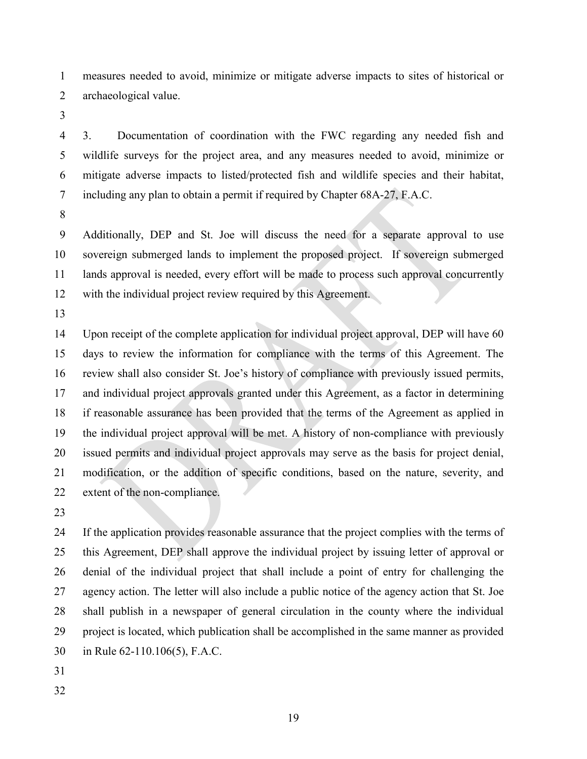measures needed to avoid, minimize or mitigate adverse impacts to sites of historical or archaeological value.

3. Documentation of coordination with the FWC regarding any needed fish and wildlife surveys for the project area, and any measures needed to avoid, minimize or mitigate adverse impacts to listed/protected fish and wildlife species and their habitat, including any plan to obtain a permit if required by Chapter 68A-27, F.A.C.

Additionally, DEP and St. Joe will discuss the need for a separate approval to use sovereign submerged lands to implement the proposed project. If sovereign submerged lands approval is needed, every effort will be made to process such approval concurrently with the individual project review required by this Agreement.

Upon receipt of the complete application for individual project approval, DEP will have 60 days to review the information for compliance with the terms of this Agreement. The review shall also consider St. Joe's history of compliance with previously issued permits, and individual project approvals granted under this Agreement, as a factor in determining if reasonable assurance has been provided that the terms of the Agreement as applied in the individual project approval will be met. A history of non-compliance with previously issued permits and individual project approvals may serve as the basis for project denial, modification, or the addition of specific conditions, based on the nature, severity, and extent of the non-compliance.

If the application provides reasonable assurance that the project complies with the terms of this Agreement, DEP shall approve the individual project by issuing letter of approval or denial of the individual project that shall include a point of entry for challenging the agency action. The letter will also include a public notice of the agency action that St. Joe shall publish in a newspaper of general circulation in the county where the individual project is located, which publication shall be accomplished in the same manner as provided in Rule 62-110.106(5), F.A.C.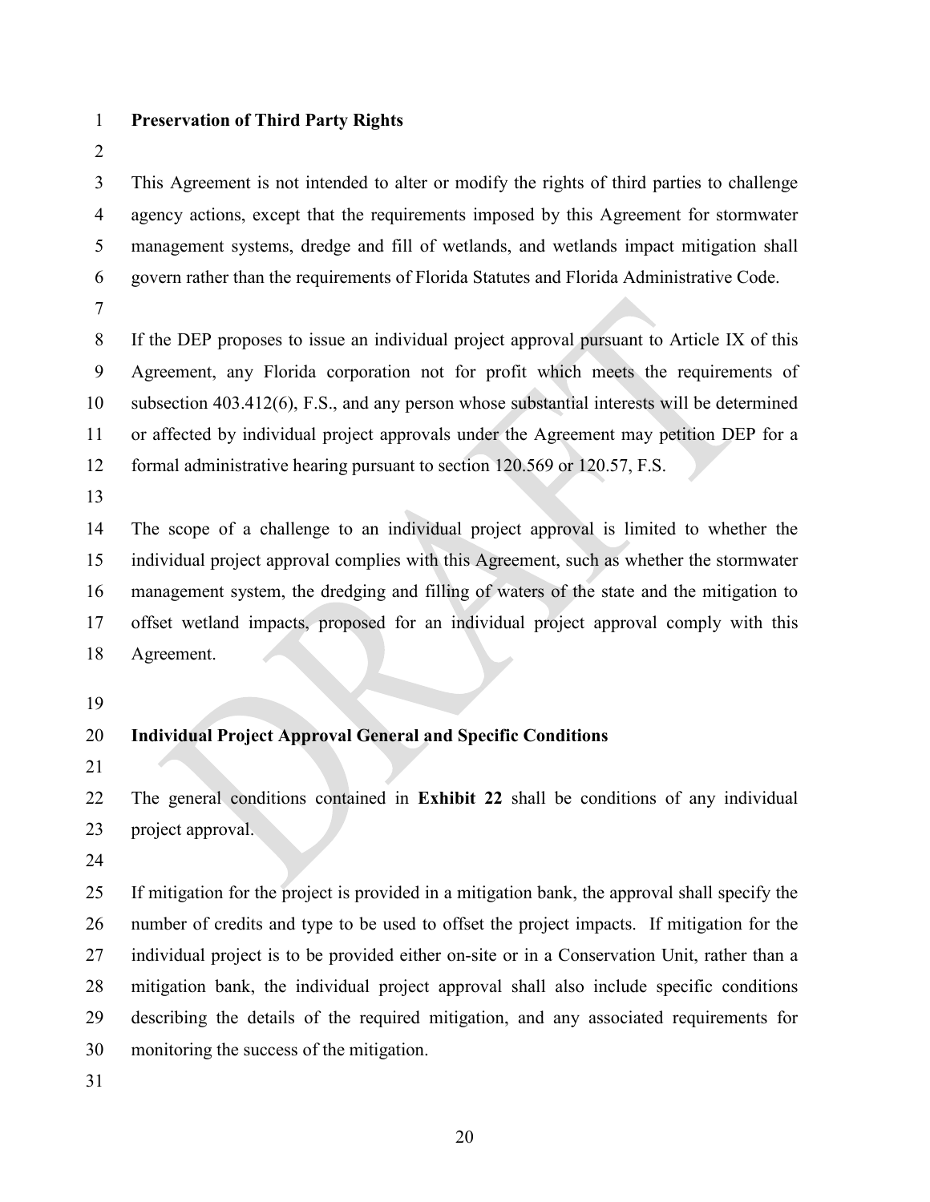**Preservation of Third Party Rights**

This Agreement is not intended to alter or modify the rights of third parties to challenge agency actions, except that the requirements imposed by this Agreement for stormwater management systems, dredge and fill of wetlands, and wetlands impact mitigation shall govern rather than the requirements of Florida Statutes and Florida Administrative Code.

If the DEP proposes to issue an individual project approval pursuant to Article IX of this Agreement, any Florida corporation not for profit which meets the requirements of subsection 403.412(6), F.S., and any person whose substantial interests will be determined or affected by individual project approvals under the Agreement may petition DEP for a formal administrative hearing pursuant to section 120.569 or 120.57, F.S.

The scope of a challenge to an individual project approval is limited to whether the individual project approval complies with this Agreement, such as whether the stormwater management system, the dredging and filling of waters of the state and the mitigation to offset wetland impacts, proposed for an individual project approval comply with this Agreement.

**Individual Project Approval General and Specific Conditions**

The general conditions contained in **Exhibit 22** shall be conditions of any individual project approval.

If mitigation for the project is provided in a mitigation bank, the approval shall specify the number of credits and type to be used to offset the project impacts. If mitigation for the individual project is to be provided either on-site or in a Conservation Unit, rather than a mitigation bank, the individual project approval shall also include specific conditions describing the details of the required mitigation, and any associated requirements for monitoring the success of the mitigation.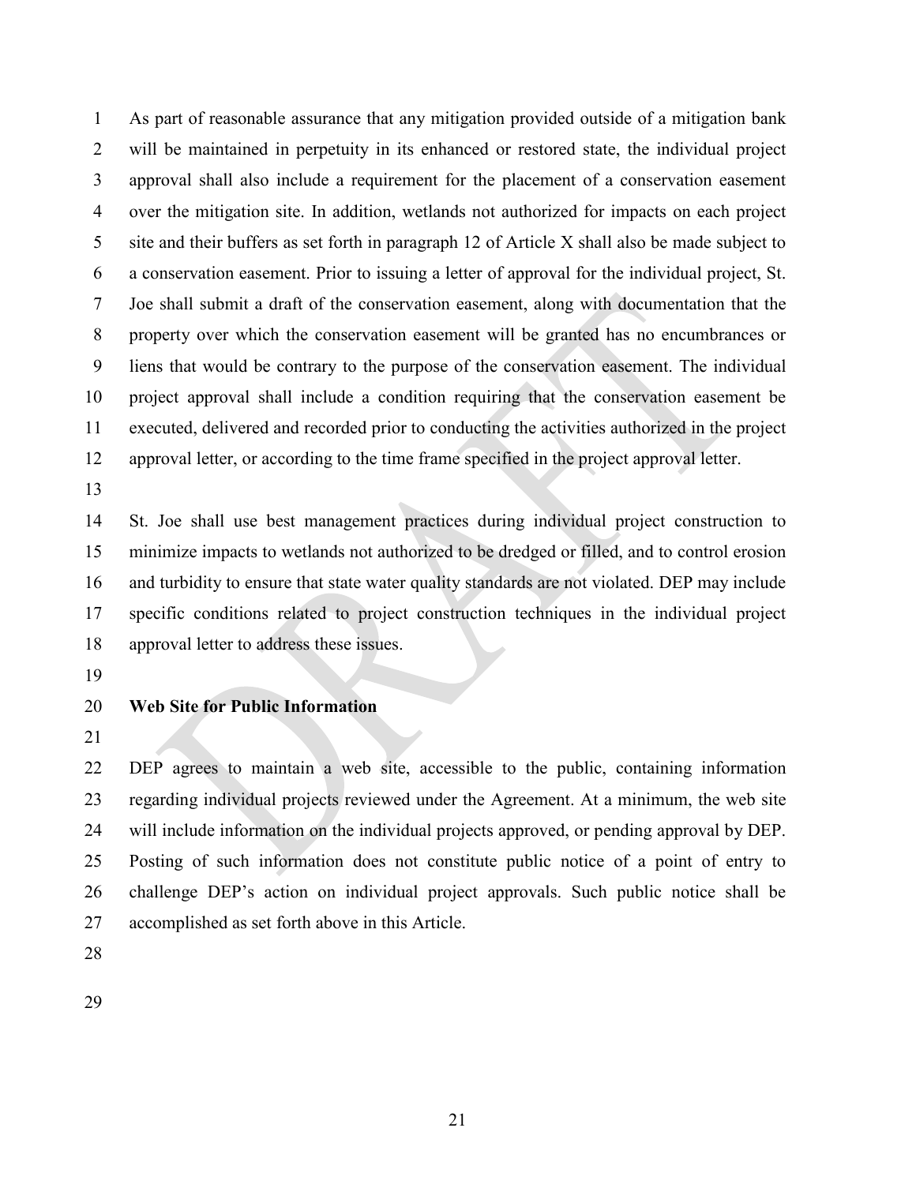As part of reasonable assurance that any mitigation provided outside of a mitigation bank will be maintained in perpetuity in its enhanced or restored state, the individual project approval shall also include a requirement for the placement of a conservation easement over the mitigation site. In addition, wetlands not authorized for impacts on each project site and their buffers as set forth in paragraph 12 of Article X shall also be made subject to a conservation easement. Prior to issuing a letter of approval for the individual project, St. Joe shall submit a draft of the conservation easement, along with documentation that the property over which the conservation easement will be granted has no encumbrances or liens that would be contrary to the purpose of the conservation easement. The individual project approval shall include a condition requiring that the conservation easement be executed, delivered and recorded prior to conducting the activities authorized in the project approval letter, or according to the time frame specified in the project approval letter.

St. Joe shall use best management practices during individual project construction to minimize impacts to wetlands not authorized to be dredged or filled, and to control erosion and turbidity to ensure that state water quality standards are not violated. DEP may include specific conditions related to project construction techniques in the individual project approval letter to address these issues.

**Web Site for Public Information**

DEP agrees to maintain a web site, accessible to the public, containing information regarding individual projects reviewed under the Agreement. At a minimum, the web site will include information on the individual projects approved, or pending approval by DEP. Posting of such information does not constitute public notice of a point of entry to challenge DEP's action on individual project approvals. Such public notice shall be accomplished as set forth above in this Article.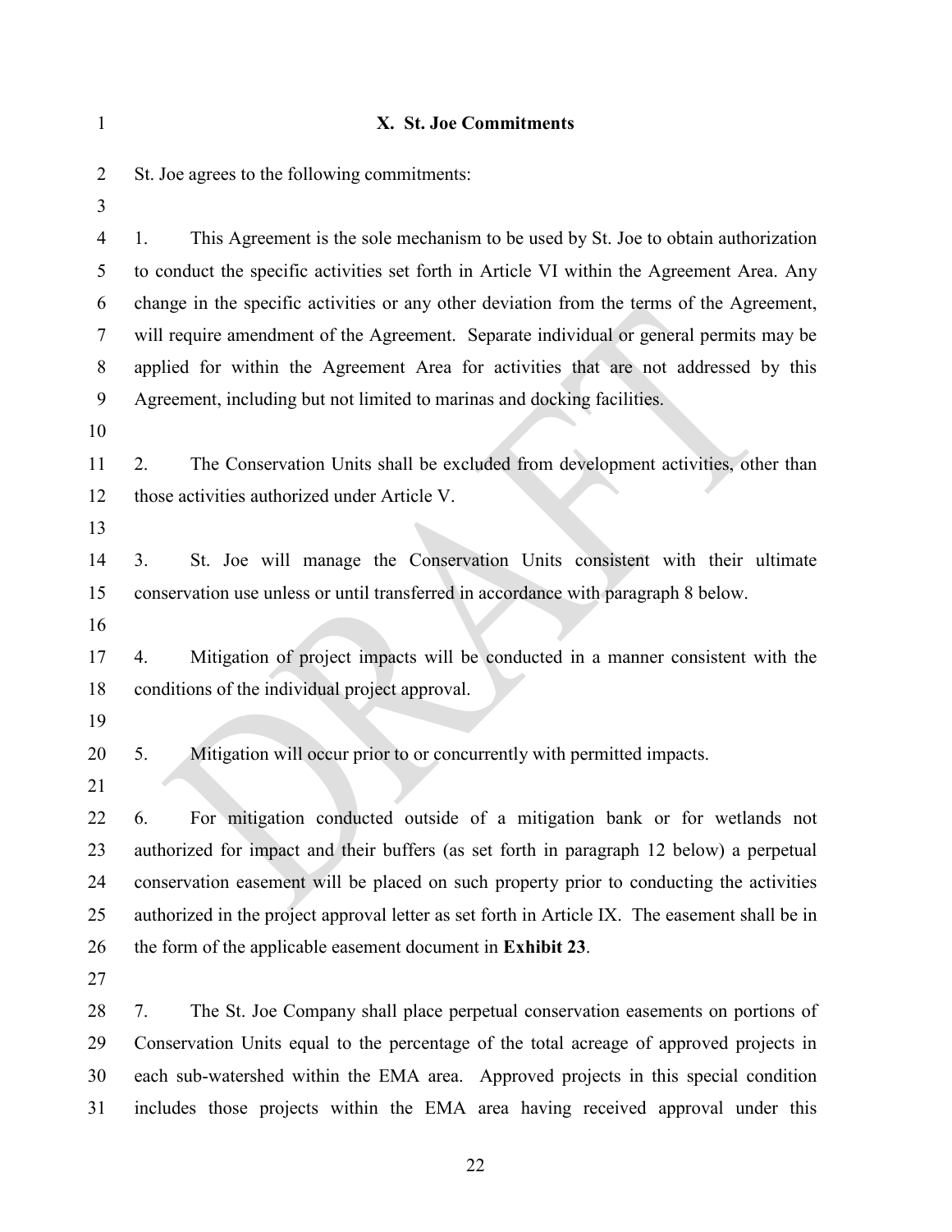## X. St. Joe Commitments

St. Joe agrees to the following commitments:

1. This Agreement is the sole mechanism to be used by St. Joe to obtain authorization to conduct the specific activities set forth in Article VI within the Agreement Area. Any change in the specific activities or any other deviation from the terms of the Agreement, will require amendment of the Agreement. Separate individual or general permits may be applied for within the Agreement Area for activities that are not addressed by this Agreement, including but not limited to marinas and docking facilities.

2. The Conservation Units shall be excluded from development activities, other than those activities authorized under Article V.

3. St. Joe will manage the Conservation Units consistent with their ultimate conservation use unless or until transferred in accordance with paragraph 8 below.

4. Mitigation of project impacts will be conducted in a manner consistent with the conditions of the individual project approval.

5. Mitigation will occur prior to or concurrently with permitted impacts.

6. For mitigation conducted outside of a mitigation bank or for wetlands not authorized for impact and their buffers (as set forth in paragraph 12 below) a perpetual conservation easement will be placed on such property prior to conducting the activities authorized in the project approval letter as set forth in Article IX. The easement shall be in the form of the applicable easement document in **Exhibit 23**.

7. The St. Joe Company shall place perpetual conservation easements on portions of Conservation Units equal to the percentage of the total acreage of approved projects in each sub-watershed within the EMA area. Approved projects in this special condition includes those projects within the EMA area having received approval under this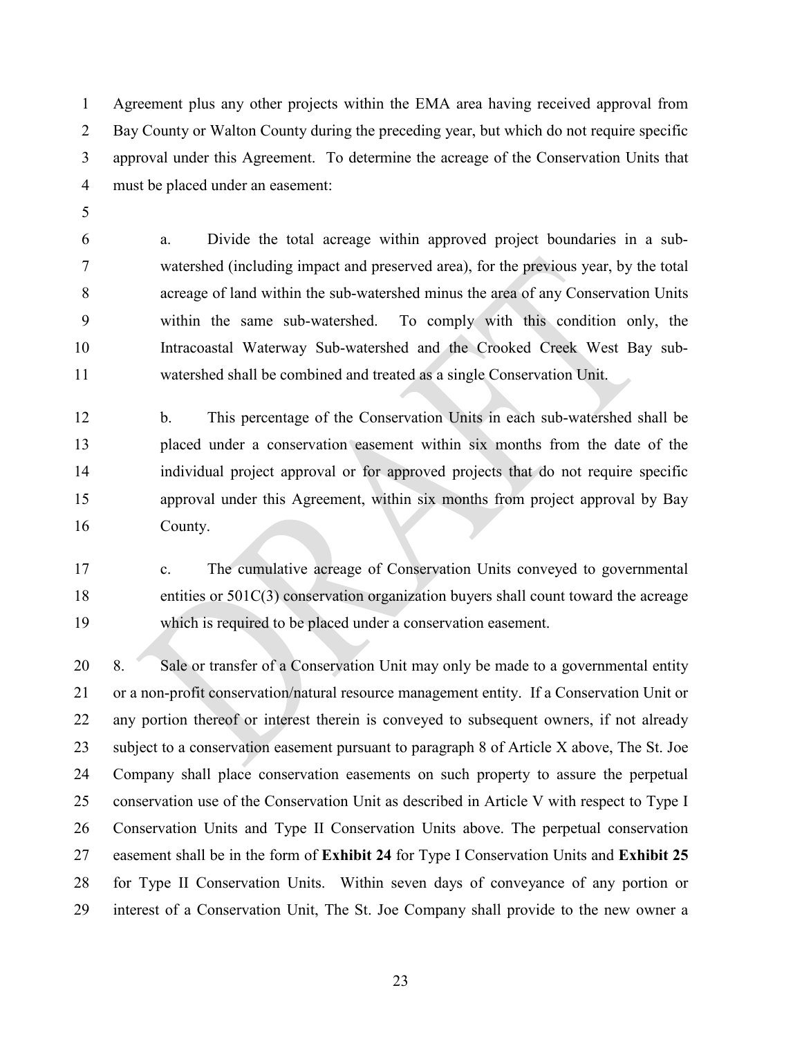Agreement plus any other projects within the EMA area having received approval from Bay County or Walton County during the preceding year, but which do not require specific approval under this Agreement. To determine the acreage of the Conservation Units that must be placed under an easement:

a. Divide the total acreage within approved project boundaries in a sub-watershed (including impact and preserved area), for the previous year, by the total acreage of land within the sub-watershed minus the area of any Conservation Units within the same sub-watershed. To comply with this condition only, the Intracoastal Waterway Sub-watershed and the Crooked Creek West Bay sub-watershed shall be combined and treated as a single Conservation Unit.

b. This percentage of the Conservation Units in each sub-watershed shall be placed under a conservation easement within six months from the date of the individual project approval or for approved projects that do not require specific approval under this Agreement, within six months from project approval by Bay County.

c. The cumulative acreage of Conservation Units conveyed to governmental entities or 501C(3) conservation organization buyers shall count toward the acreage which is required to be placed under a conservation easement.

8. Sale or transfer of a Conservation Unit may only be made to a governmental entity or a non-profit conservation/natural resource management entity. If a Conservation Unit or any portion thereof or interest therein is conveyed to subsequent owners, if not already subject to a conservation easement pursuant to paragraph 8 of Article X above, The St. Joe Company shall place conservation easements on such property to assure the perpetual conservation use of the Conservation Unit as described in Article V with respect to Type I Conservation Units and Type II Conservation Units above. The perpetual conservation easement shall be in the form of **Exhibit 24** for Type I Conservation Units and **Exhibit 25** for Type II Conservation Units. Within seven days of conveyance of any portion or interest of a Conservation Unit, The St. Joe Company shall provide to the new owner a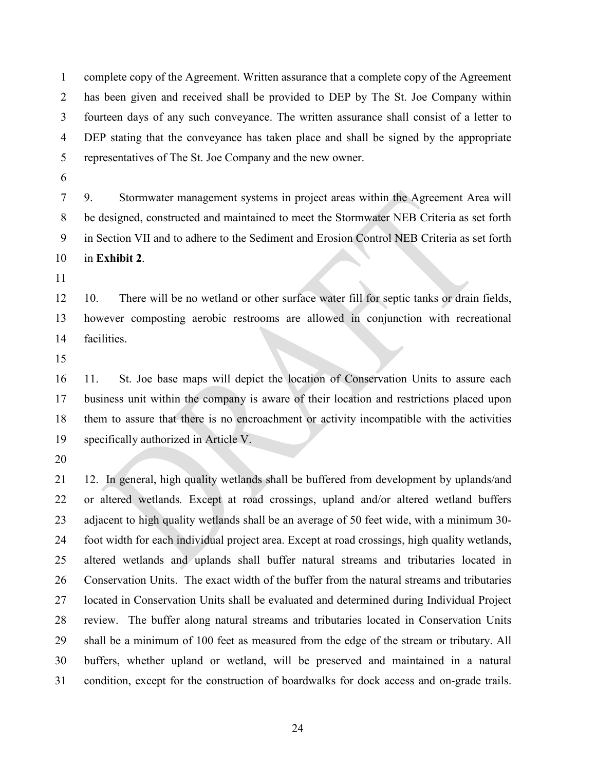complete copy of the Agreement. Written assurance that a complete copy of the Agreement has been given and received shall be provided to DEP by The St. Joe Company within fourteen days of any such conveyance. The written assurance shall consist of a letter to DEP stating that the conveyance has taken place and shall be signed by the appropriate representatives of The St. Joe Company and the new owner.

9. Stormwater management systems in project areas within the Agreement Area will be designed, constructed and maintained to meet the Stormwater NEB Criteria as set forth in Section VII and to adhere to the Sediment and Erosion Control NEB Criteria as set forth in **Exhibit 2**.

10. There will be no wetland or other surface water fill for septic tanks or drain fields, however composting aerobic restrooms are allowed in conjunction with recreational facilities.

11. St. Joe base maps will depict the location of Conservation Units to assure each business unit within the company is aware of their location and restrictions placed upon them to assure that there is no encroachment or activity incompatible with the activities specifically authorized in Article V.

12. In general, high quality wetlands shall be buffered from development by uplands/and or altered wetlands. Except at road crossings, upland and/or altered wetland buffers adjacent to high quality wetlands shall be an average of 50 feet wide, with a minimum 30-foot width for each individual project area. Except at road crossings, high quality wetlands, altered wetlands and uplands shall buffer natural streams and tributaries located in Conservation Units. The exact width of the buffer from the natural streams and tributaries located in Conservation Units shall be evaluated and determined during Individual Project review. The buffer along natural streams and tributaries located in Conservation Units shall be a minimum of 100 feet as measured from the edge of the stream or tributary. All buffers, whether upland or wetland, will be preserved and maintained in a natural condition, except for the construction of boardwalks for dock access and on-grade trails.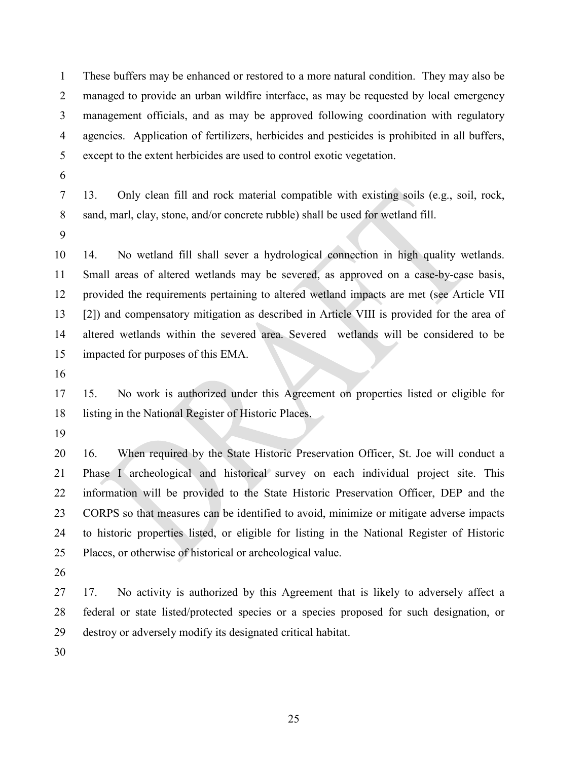These buffers may be enhanced or restored to a more natural condition. They may also be managed to provide an urban wildfire interface, as may be requested by local emergency management officials, and as may be approved following coordination with regulatory agencies. Application of fertilizers, herbicides and pesticides is prohibited in all buffers, except to the extent herbicides are used to control exotic vegetation.

13. Only clean fill and rock material compatible with existing soils (e.g., soil, rock, sand, marl, clay, stone, and/or concrete rubble) shall be used for wetland fill.

14. No wetland fill shall sever a hydrological connection in high quality wetlands. Small areas of altered wetlands may be severed, as approved on a case-by-case basis, provided the requirements pertaining to altered wetland impacts are met (see Article VII [2]) and compensatory mitigation as described in Article VIII is provided for the area of altered wetlands within the severed area. Severed wetlands will be considered to be impacted for purposes of this EMA.

15. No work is authorized under this Agreement on properties listed or eligible for listing in the National Register of Historic Places.

16. When required by the State Historic Preservation Officer, St. Joe will conduct a Phase I archeological and historical survey on each individual project site. This information will be provided to the State Historic Preservation Officer, DEP and the CORPS so that measures can be identified to avoid, minimize or mitigate adverse impacts to historic properties listed, or eligible for listing in the National Register of Historic Places, or otherwise of historical or archeological value.

17. No activity is authorized by this Agreement that is likely to adversely affect a federal or state listed/protected species or a species proposed for such designation, or destroy or adversely modify its designated critical habitat.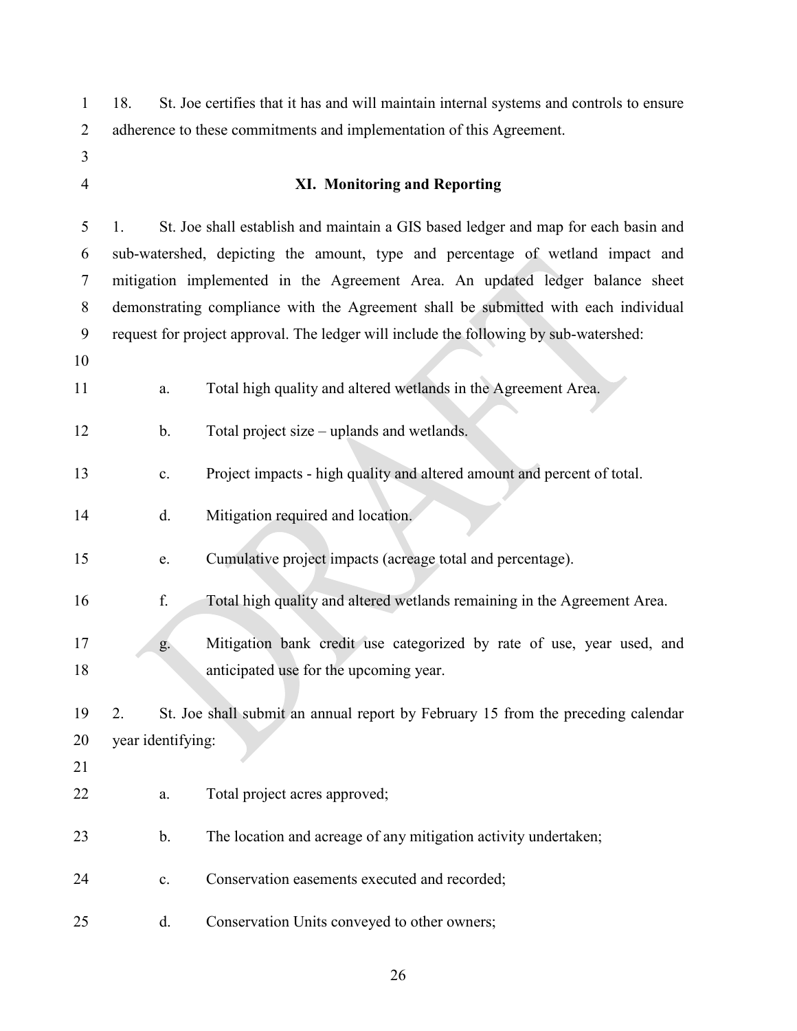18. St. Joe certifies that it has and will maintain internal systems and controls to ensure adherence to these commitments and implementation of this Agreement.

## XI. Monitoring and Reporting

1. St. Joe shall establish and maintain a GIS based ledger and map for each basin and sub-watershed, depicting the amount, type and percentage of wetland impact and mitigation implemented in the Agreement Area. An updated ledger balance sheet demonstrating compliance with the Agreement shall be submitted with each individual request for project approval. The ledger will include the following by sub-watershed:

   a. Total high quality and altered wetlands in the Agreement Area.

   b. Total project size – uplands and wetlands.

   c. Project impacts - high quality and altered amount and percent of total.

   d. Mitigation required and location.

   e. Cumulative project impacts (acreage total and percentage).

   f. Total high quality and altered wetlands remaining in the Agreement Area.

   g. Mitigation bank credit use categorized by rate of use, year used, and anticipated use for the upcoming year.

2. St. Joe shall submit an annual report by February 15 from the preceding calendar year identifying:

   a. Total project acres approved;

   b. The location and acreage of any mitigation activity undertaken;

   c. Conservation easements executed and recorded;

   d. Conservation Units conveyed to other owners;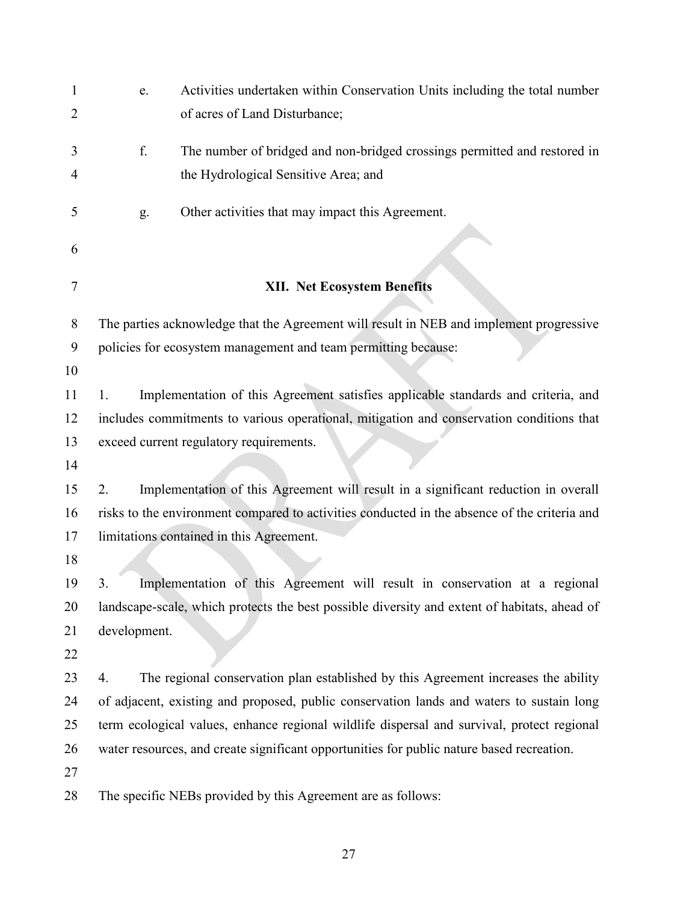e. Activities undertaken within Conservation Units including the total number of acres of Land Disturbance;

f. The number of bridged and non-bridged crossings permitted and restored in the Hydrological Sensitive Area; and

g. Other activities that may impact this Agreement.

## XII. Net Ecosystem Benefits

The parties acknowledge that the Agreement will result in NEB and implement progressive policies for ecosystem management and team permitting because:

1. Implementation of this Agreement satisfies applicable standards and criteria, and includes commitments to various operational, mitigation and conservation conditions that exceed current regulatory requirements.

2. Implementation of this Agreement will result in a significant reduction in overall risks to the environment compared to activities conducted in the absence of the criteria and limitations contained in this Agreement.

3. Implementation of this Agreement will result in conservation at a regional landscape-scale, which protects the best possible diversity and extent of habitats, ahead of development.

4. The regional conservation plan established by this Agreement increases the ability of adjacent, existing and proposed, public conservation lands and waters to sustain long term ecological values, enhance regional wildlife dispersal and survival, protect regional water resources, and create significant opportunities for public nature based recreation.

The specific NEBs provided by this Agreement are as follows: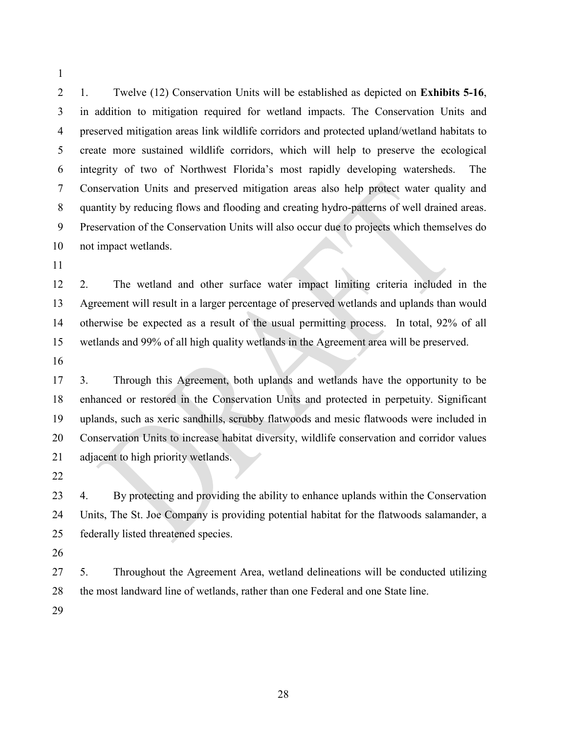1. Twelve (12) Conservation Units will be established as depicted on **Exhibits 5-16**, in addition to mitigation required for wetland impacts. The Conservation Units and preserved mitigation areas link wildlife corridors and protected upland/wetland habitats to create more sustained wildlife corridors, which will help to preserve the ecological integrity of two of Northwest Florida's most rapidly developing watersheds. The Conservation Units and preserved mitigation areas also help protect water quality and quantity by reducing flows and flooding and creating hydro-patterns of well drained areas. Preservation of the Conservation Units will also occur due to projects which themselves do not impact wetlands.

2. The wetland and other surface water impact limiting criteria included in the Agreement will result in a larger percentage of preserved wetlands and uplands than would otherwise be expected as a result of the usual permitting process. In total, 92% of all wetlands and 99% of all high quality wetlands in the Agreement area will be preserved.

3. Through this Agreement, both uplands and wetlands have the opportunity to be enhanced or restored in the Conservation Units and protected in perpetuity. Significant uplands, such as xeric sandhills, scrubby flatwoods and mesic flatwoods were included in Conservation Units to increase habitat diversity, wildlife conservation and corridor values adjacent to high priority wetlands.

4. By protecting and providing the ability to enhance uplands within the Conservation Units, The St. Joe Company is providing potential habitat for the flatwoods salamander, a federally listed threatened species.

5. Throughout the Agreement Area, wetland delineations will be conducted utilizing the most landward line of wetlands, rather than one Federal and one State line.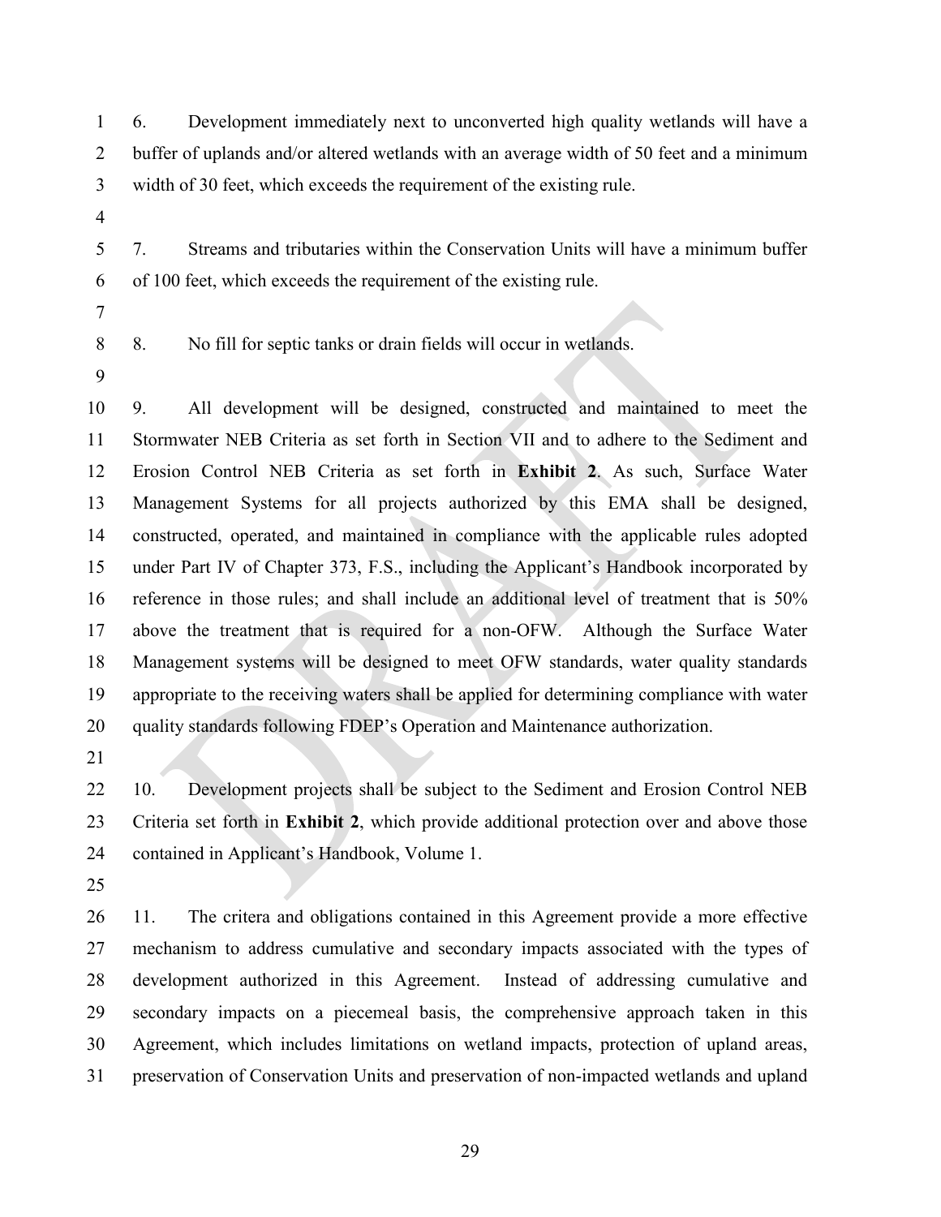6. Development immediately next to unconverted high quality wetlands will have a buffer of uplands and/or altered wetlands with an average width of 50 feet and a minimum width of 30 feet, which exceeds the requirement of the existing rule.

7. Streams and tributaries within the Conservation Units will have a minimum buffer of 100 feet, which exceeds the requirement of the existing rule.

8. No fill for septic tanks or drain fields will occur in wetlands.

9. All development will be designed, constructed and maintained to meet the Stormwater NEB Criteria as set forth in Section VII and to adhere to the Sediment and Erosion Control NEB Criteria as set forth in **Exhibit 2**. As such, Surface Water Management Systems for all projects authorized by this EMA shall be designed, constructed, operated, and maintained in compliance with the applicable rules adopted under Part IV of Chapter 373, F.S., including the Applicant's Handbook incorporated by reference in those rules; and shall include an additional level of treatment that is 50% above the treatment that is required for a non-OFW. Although the Surface Water Management systems will be designed to meet OFW standards, water quality standards appropriate to the receiving waters shall be applied for determining compliance with water quality standards following FDEP's Operation and Maintenance authorization.

10. Development projects shall be subject to the Sediment and Erosion Control NEB Criteria set forth in **Exhibit 2**, which provide additional protection over and above those contained in Applicant's Handbook, Volume 1.

11. The critera and obligations contained in this Agreement provide a more effective mechanism to address cumulative and secondary impacts associated with the types of development authorized in this Agreement. Instead of addressing cumulative and secondary impacts on a piecemeal basis, the comprehensive approach taken in this Agreement, which includes limitations on wetland impacts, protection of upland areas, preservation of Conservation Units and preservation of non-impacted wetlands and upland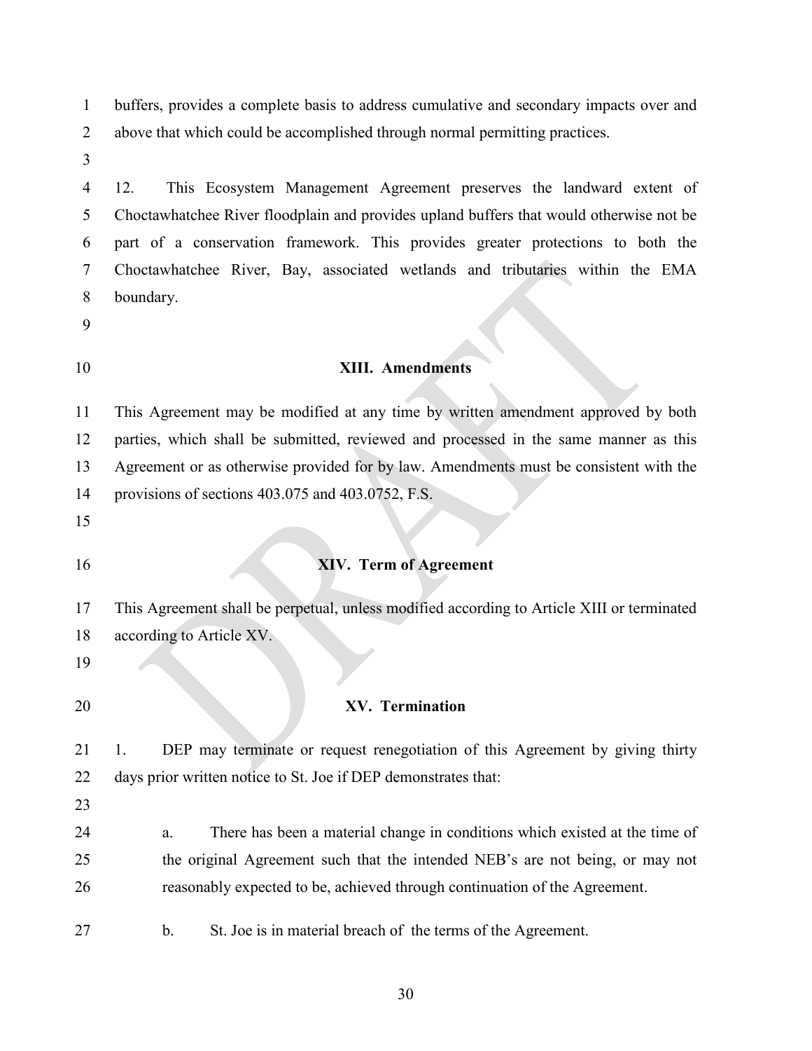buffers, provides a complete basis to address cumulative and secondary impacts over and above that which could be accomplished through normal permitting practices.

12. This Ecosystem Management Agreement preserves the landward extent of Choctawhatchee River floodplain and provides upland buffers that would otherwise not be part of a conservation framework. This provides greater protections to both the Choctawhatchee River, Bay, associated wetlands and tributaries within the EMA boundary.

## XIII. Amendments

This Agreement may be modified at any time by written amendment approved by both parties, which shall be submitted, reviewed and processed in the same manner as this Agreement or as otherwise provided for by law. Amendments must be consistent with the provisions of sections 403.075 and 403.0752, F.S.

## XIV. Term of Agreement

This Agreement shall be perpetual, unless modified according to Article XIII or terminated according to Article XV.

## XV. Termination

1. DEP may terminate or request renegotiation of this Agreement by giving thirty days prior written notice to St. Joe if DEP demonstrates that:

   a. There has been a material change in conditions which existed at the time of the original Agreement such that the intended NEB's are not being, or may not reasonably expected to be, achieved through continuation of the Agreement.

   b. St. Joe is in material breach of the terms of the Agreement.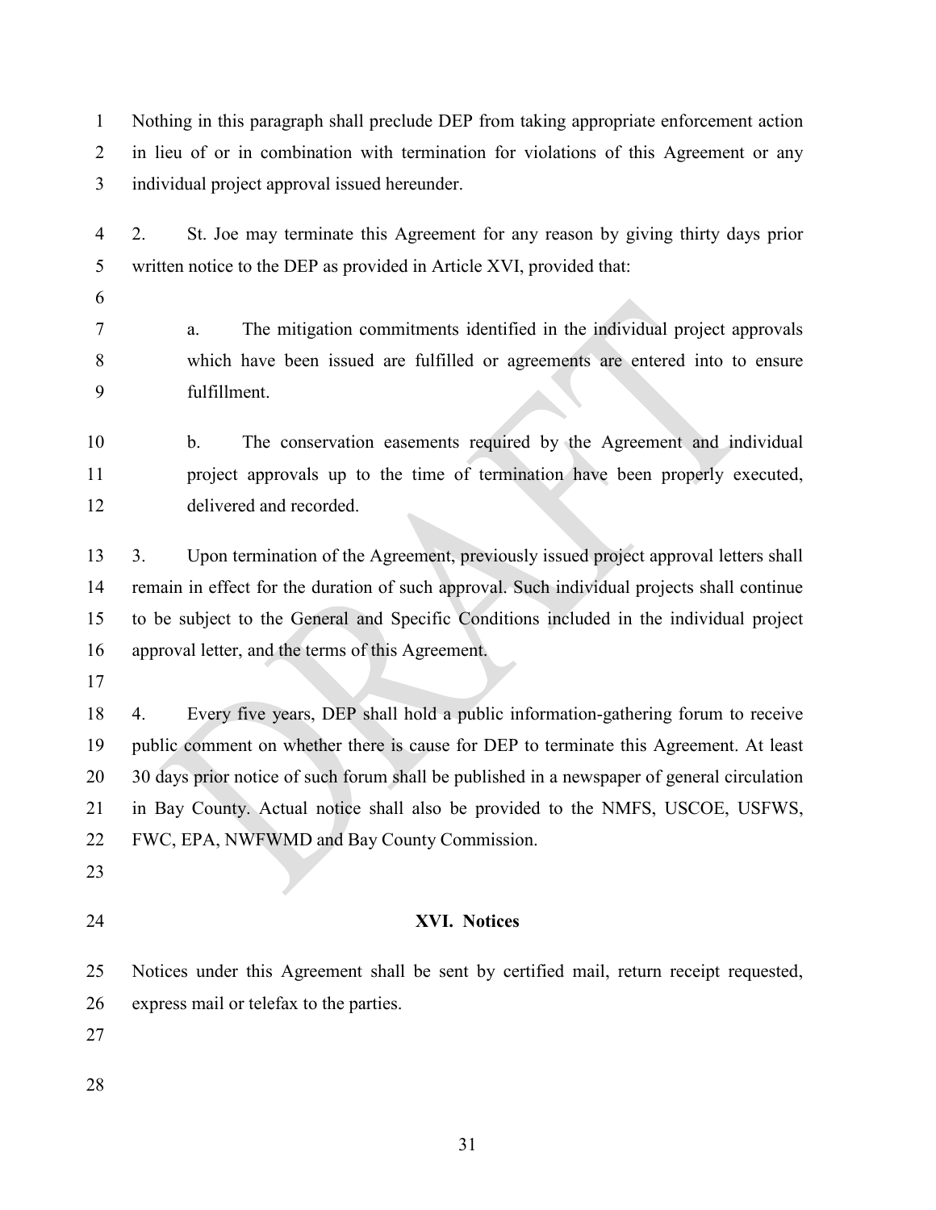Nothing in this paragraph shall preclude DEP from taking appropriate enforcement action in lieu of or in combination with termination for violations of this Agreement or any individual project approval issued hereunder.

2. St. Joe may terminate this Agreement for any reason by giving thirty days prior written notice to the DEP as provided in Article XVI, provided that:

   a. The mitigation commitments identified in the individual project approvals which have been issued are fulfilled or agreements are entered into to ensure fulfillment.

   b. The conservation easements required by the Agreement and individual project approvals up to the time of termination have been properly executed, delivered and recorded.

3. Upon termination of the Agreement, previously issued project approval letters shall remain in effect for the duration of such approval. Such individual projects shall continue to be subject to the General and Specific Conditions included in the individual project approval letter, and the terms of this Agreement.

4. Every five years, DEP shall hold a public information-gathering forum to receive public comment on whether there is cause for DEP to terminate this Agreement. At least 30 days prior notice of such forum shall be published in a newspaper of general circulation in Bay County. Actual notice shall also be provided to the NMFS, USCOE, USFWS, FWC, EPA, NWFWMD and Bay County Commission.

## XVI. Notices

Notices under this Agreement shall be sent by certified mail, return receipt requested, express mail or telefax to the parties.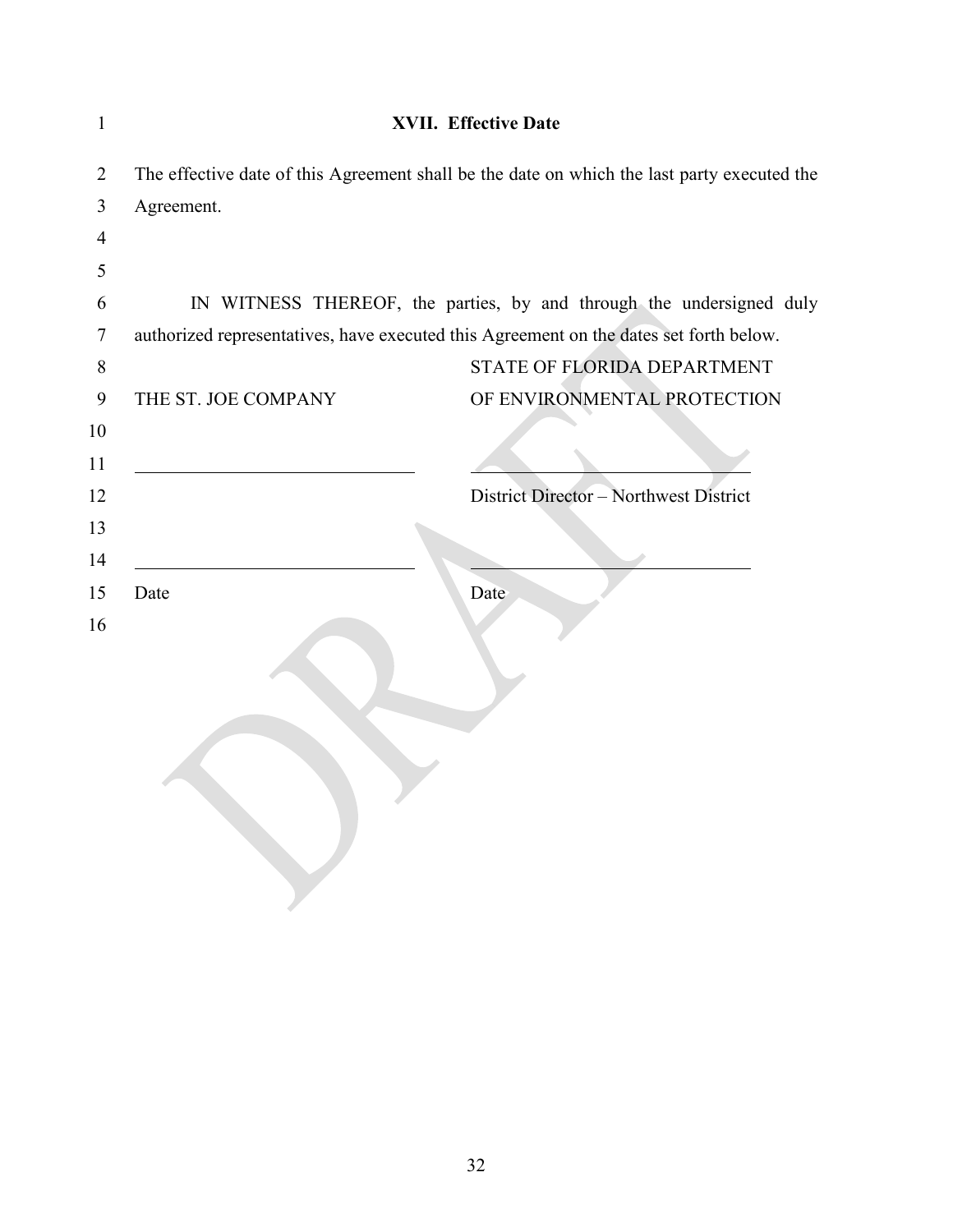## XVII. Effective Date

The effective date of this Agreement shall be the date on which the last party executed the Agreement.

IN WITNESS THEREOF, the parties, by and through the undersigned duly authorized representatives, have executed this Agreement on the dates set forth below.

| THE ST. JOE COMPANY | STATE OF FLORIDA DEPARTMENT OF ENVIRONMENTAL PROTECTION |
| --- | --- |
| ______________________________ | ______________________________ |
| | District Director – Northwest District |
| ______________________________ | ______________________________ |
| Date | Date |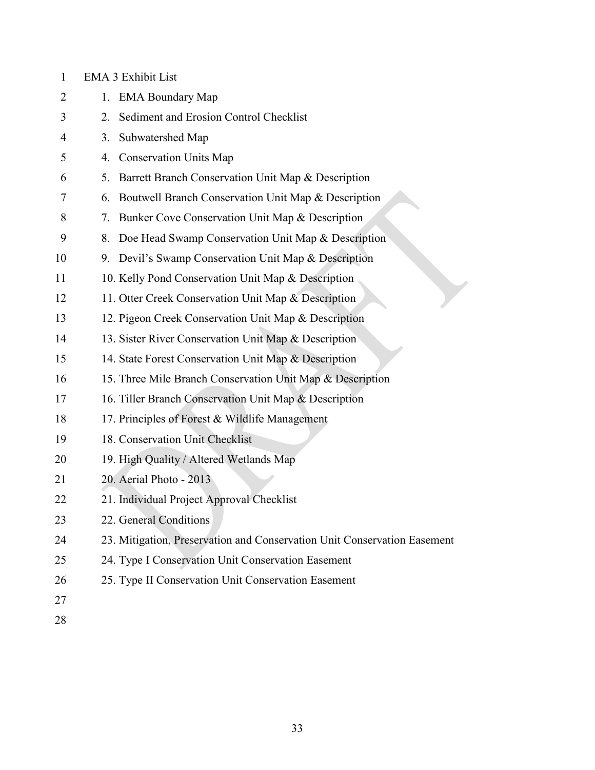EMA 3 Exhibit List

1. EMA Boundary Map
2. Sediment and Erosion Control Checklist
3. Subwatershed Map
4. Conservation Units Map
5. Barrett Branch Conservation Unit Map & Description
6. Boutwell Branch Conservation Unit Map & Description
7. Bunker Cove Conservation Unit Map & Description
8. Doe Head Swamp Conservation Unit Map & Description
9. Devil's Swamp Conservation Unit Map & Description
10. Kelly Pond Conservation Unit Map & Description
11. Otter Creek Conservation Unit Map & Description
12. Pigeon Creek Conservation Unit Map & Description
13. Sister River Conservation Unit Map & Description
14. State Forest Conservation Unit Map & Description
15. Three Mile Branch Conservation Unit Map & Description
16. Tiller Branch Conservation Unit Map & Description
17. Principles of Forest & Wildlife Management
18. Conservation Unit Checklist
19. High Quality / Altered Wetlands Map
20. Aerial Photo - 2013
21. Individual Project Approval Checklist
22. General Conditions
23. Mitigation, Preservation and Conservation Unit Conservation Easement
24. Type I Conservation Unit Conservation Easement
25. Type II Conservation Unit Conservation Easement